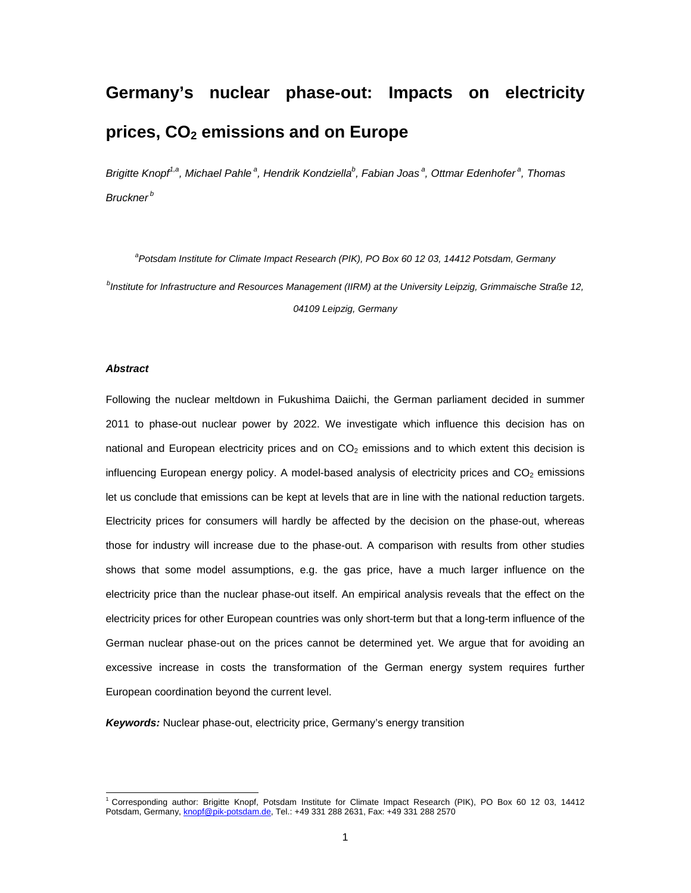# Germany's nuclear phase-out: Impacts on electricity prices, $CO_2$ emissions and on Europe

*Brigitte Knopf[1,a], Michael Pahle[a], Hendrik Kondziella[b], Fabian Joas[a], Ottmar Edenhofer[a], Thomas Bruckner[b]*

*[a]Potsdam Institute for Climate Impact Research (PIK), PO Box 60 12 03, 14412 Potsdam, Germany*

*[b]Institute for Infrastructure and Resources Management (IIRM) at the University Leipzig, Grimmaische Straße 12, 04109 Leipzig, Germany*

### *Abstract*

Following the nuclear meltdown in Fukushima Daiichi, the German parliament decided in summer 2011 to phase-out nuclear power by 2022. We investigate which influence this decision has on national and European electricity prices and on $CO_2$ emissions and to which extent this decision is influencing European energy policy. A model-based analysis of electricity prices and $CO_2$ emissions let us conclude that emissions can be kept at levels that are in line with the national reduction targets. Electricity prices for consumers will hardly be affected by the decision on the phase-out, whereas those for industry will increase due to the phase-out. A comparison with results from other studies shows that some model assumptions, e.g. the gas price, have a much larger influence on the electricity price than the nuclear phase-out itself. An empirical analysis reveals that the effect on the electricity prices for other European countries was only short-term but that a long-term influence of the German nuclear phase-out on the prices cannot be determined yet. We argue that for avoiding an excessive increase in costs the transformation of the German energy system requires further European coordination beyond the current level.

***Keywords:*** Nuclear phase-out, electricity price, Germany's energy transition

---

[1] Corresponding author: Brigitte Knopf, Potsdam Institute for Climate Impact Research (PIK), PO Box 60 12 03, 14412 Potsdam, Germany, knopf@pik-potsdam.de, Tel.: +49 331 288 2631, Fax: +49 331 288 2570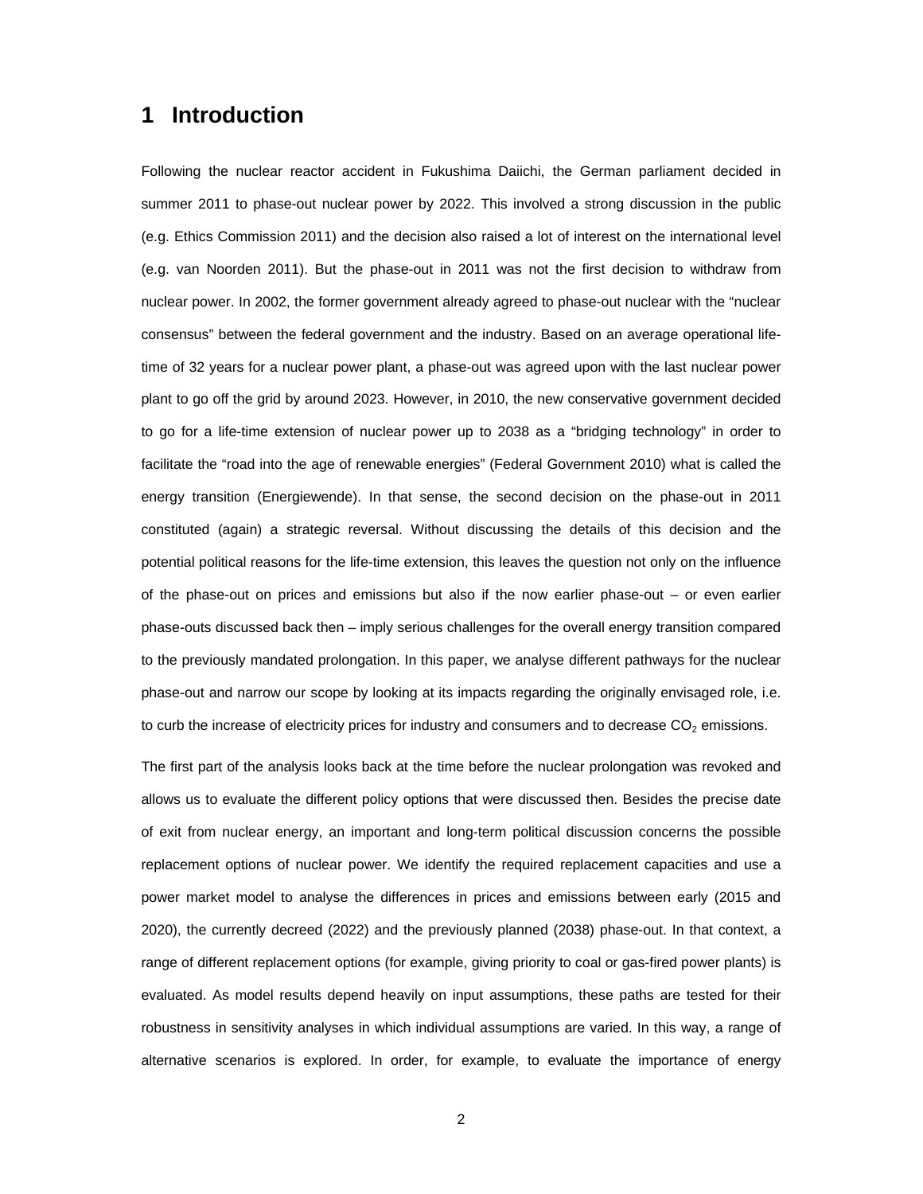# 1 Introduction

Following the nuclear reactor accident in Fukushima Daiichi, the German parliament decided in summer 2011 to phase-out nuclear power by 2022. This involved a strong discussion in the public (e.g. Ethics Commission 2011) and the decision also raised a lot of interest on the international level (e.g. van Noorden 2011). But the phase-out in 2011 was not the first decision to withdraw from nuclear power. In 2002, the former government already agreed to phase-out nuclear with the "nuclear consensus" between the federal government and the industry. Based on an average operational life-time of 32 years for a nuclear power plant, a phase-out was agreed upon with the last nuclear power plant to go off the grid by around 2023. However, in 2010, the new conservative government decided to go for a life-time extension of nuclear power up to 2038 as a "bridging technology" in order to facilitate the "road into the age of renewable energies" (Federal Government 2010) what is called the energy transition (Energiewende). In that sense, the second decision on the phase-out in 2011 constituted (again) a strategic reversal. Without discussing the details of this decision and the potential political reasons for the life-time extension, this leaves the question not only on the influence of the phase-out on prices and emissions but also if the now earlier phase-out – or even earlier phase-outs discussed back then – imply serious challenges for the overall energy transition compared to the previously mandated prolongation. In this paper, we analyse different pathways for the nuclear phase-out and narrow our scope by looking at its impacts regarding the originally envisaged role, i.e. to curb the increase of electricity prices for industry and consumers and to decrease $CO_2$ emissions.

The first part of the analysis looks back at the time before the nuclear prolongation was revoked and allows us to evaluate the different policy options that were discussed then. Besides the precise date of exit from nuclear energy, an important and long-term political discussion concerns the possible replacement options of nuclear power. We identify the required replacement capacities and use a power market model to analyse the differences in prices and emissions between early (2015 and 2020), the currently decreed (2022) and the previously planned (2038) phase-out. In that context, a range of different replacement options (for example, giving priority to coal or gas-fired power plants) is evaluated. As model results depend heavily on input assumptions, these paths are tested for their robustness in sensitivity analyses in which individual assumptions are varied. In this way, a range of alternative scenarios is explored. In order, for example, to evaluate the importance of energy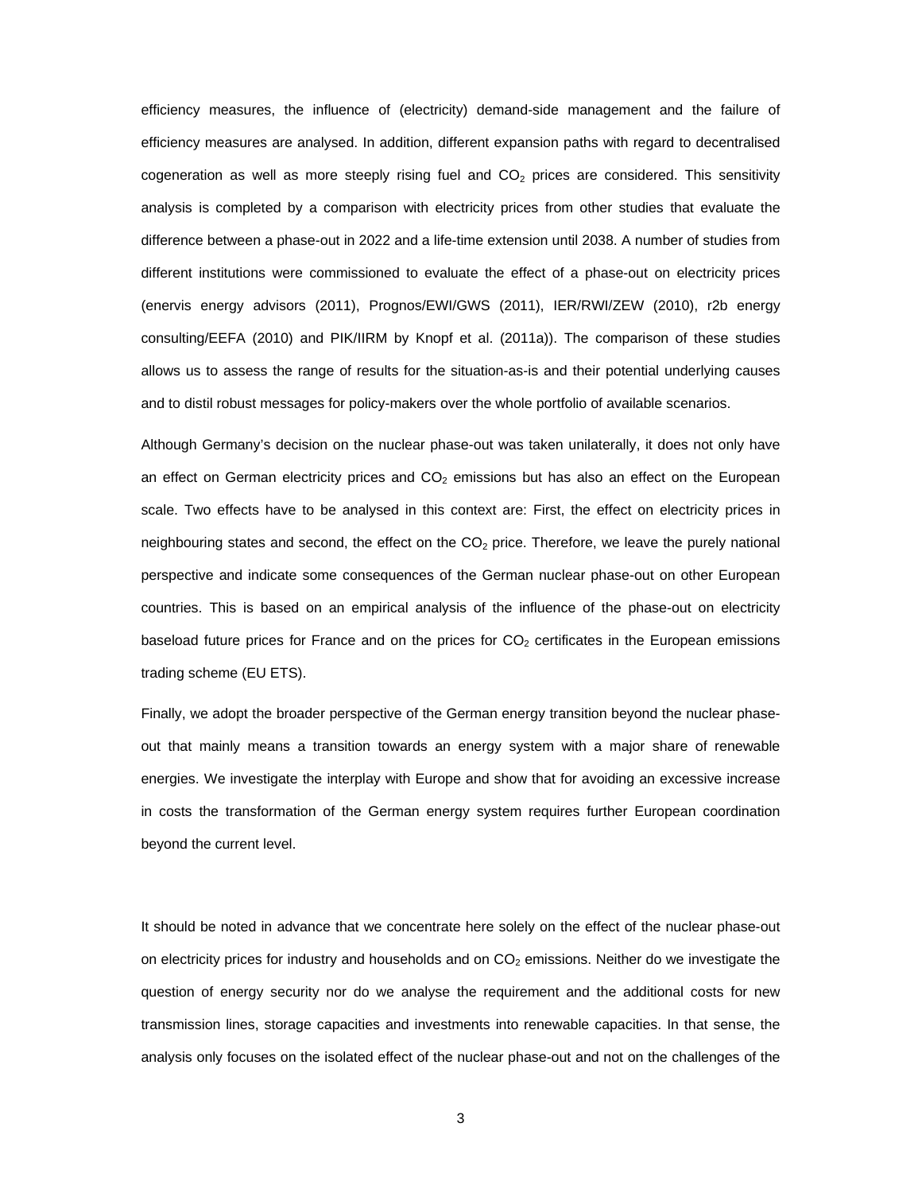efficiency measures, the influence of (electricity) demand-side management and the failure of efficiency measures are analysed. In addition, different expansion paths with regard to decentralised cogeneration as well as more steeply rising fuel and $CO_2$ prices are considered. This sensitivity analysis is completed by a comparison with electricity prices from other studies that evaluate the difference between a phase-out in 2022 and a life-time extension until 2038. A number of studies from different institutions were commissioned to evaluate the effect of a phase-out on electricity prices (enervis energy advisors (2011), Prognos/EWI/GWS (2011), IER/RWI/ZEW (2010), r2b energy consulting/EEFA (2010) and PIK/IIRM by Knopf et al. (2011a)). The comparison of these studies allows us to assess the range of results for the situation-as-is and their potential underlying causes and to distil robust messages for policy-makers over the whole portfolio of available scenarios.

Although Germany's decision on the nuclear phase-out was taken unilaterally, it does not only have an effect on German electricity prices and $CO_2$ emissions but has also an effect on the European scale. Two effects have to be analysed in this context are: First, the effect on electricity prices in neighbouring states and second, the effect on the $CO_2$ price. Therefore, we leave the purely national perspective and indicate some consequences of the German nuclear phase-out on other European countries. This is based on an empirical analysis of the influence of the phase-out on electricity baseload future prices for France and on the prices for $CO_2$ certificates in the European emissions trading scheme (EU ETS).

Finally, we adopt the broader perspective of the German energy transition beyond the nuclear phase-out that mainly means a transition towards an energy system with a major share of renewable energies. We investigate the interplay with Europe and show that for avoiding an excessive increase in costs the transformation of the German energy system requires further European coordination beyond the current level.

It should be noted in advance that we concentrate here solely on the effect of the nuclear phase-out on electricity prices for industry and households and on $CO_2$ emissions. Neither do we investigate the question of energy security nor do we analyse the requirement and the additional costs for new transmission lines, storage capacities and investments into renewable capacities. In that sense, the analysis only focuses on the isolated effect of the nuclear phase-out and not on the challenges of the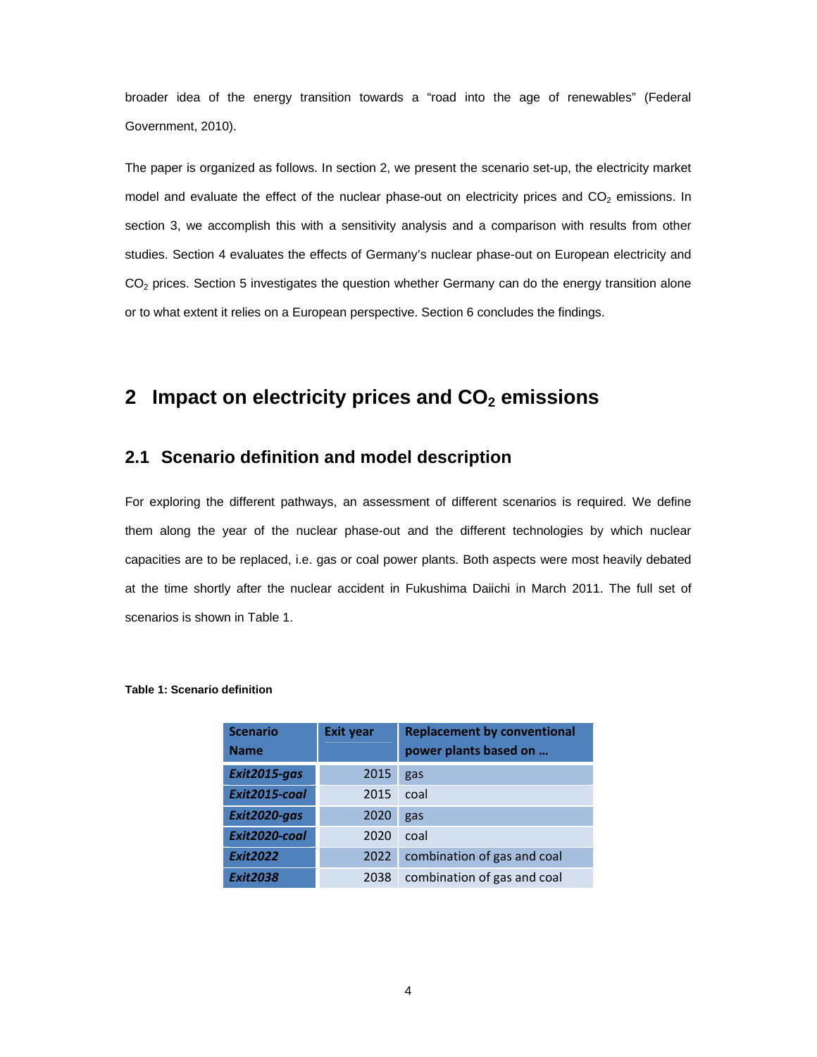broader idea of the energy transition towards a "road into the age of renewables" (Federal Government, 2010).

The paper is organized as follows. In section 2, we present the scenario set-up, the electricity market model and evaluate the effect of the nuclear phase-out on electricity prices and $CO_2$ emissions. In section 3, we accomplish this with a sensitivity analysis and a comparison with results from other studies. Section 4 evaluates the effects of Germany's nuclear phase-out on European electricity and $CO_2$ prices. Section 5 investigates the question whether Germany can do the energy transition alone or to what extent it relies on a European perspective. Section 6 concludes the findings.

# 2 Impact on electricity prices and $CO_2$ emissions

## 2.1 Scenario definition and model description

For exploring the different pathways, an assessment of different scenarios is required. We define them along the year of the nuclear phase-out and the different technologies by which nuclear capacities are to be replaced, i.e. gas or coal power plants. Both aspects were most heavily debated at the time shortly after the nuclear accident in Fukushima Daiichi in March 2011. The full set of scenarios is shown in Table 1.

**Table 1: Scenario definition**

| Scenario Name | Exit year | Replacement by conventional power plants based on … |
|---|---|---|
| ***Exit2015-gas*** | 2015 | gas |
| ***Exit2015-coal*** | 2015 | coal |
| ***Exit2020-gas*** | 2020 | gas |
| ***Exit2020-coal*** | 2020 | coal |
| ***Exit2022*** | 2022 | combination of gas and coal |
| ***Exit2038*** | 2038 | combination of gas and coal |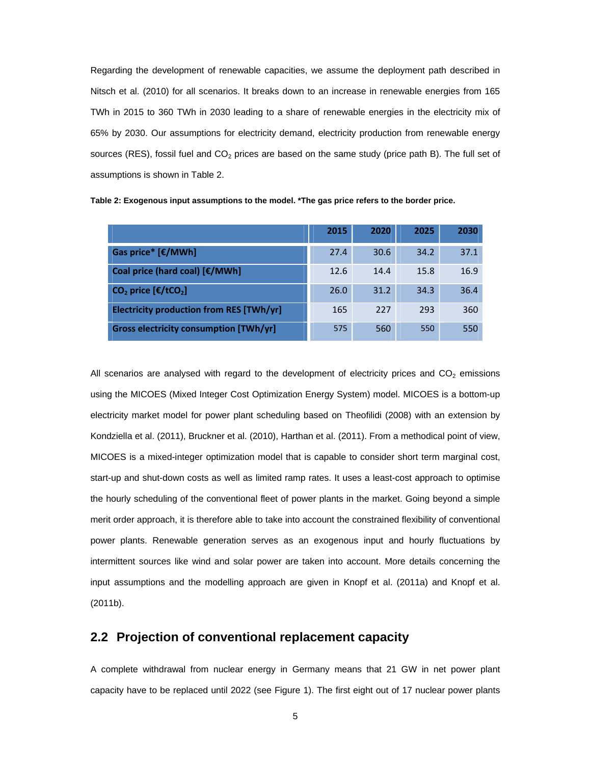Regarding the development of renewable capacities, we assume the deployment path described in Nitsch et al. (2010) for all scenarios. It breaks down to an increase in renewable energies from 165 TWh in 2015 to 360 TWh in 2030 leading to a share of renewable energies in the electricity mix of 65% by 2030. Our assumptions for electricity demand, electricity production from renewable energy sources (RES), fossil fuel and $CO_2$ prices are based on the same study (price path B). The full set of assumptions is shown in Table 2.

**Table 2: Exogenous input assumptions to the model. *The gas price refers to the border price.**

| | 2015 | 2020 | 2025 | 2030 |
|---|---|---|---|---|
| **Gas price* [€/MWh]** | 27.4 | 30.6 | 34.2 | 37.1 |
| **Coal price (hard coal) [€/MWh]** | 12.6 | 14.4 | 15.8 | 16.9 |
| **$CO_2$ price [€/t$CO_2$]** | 26.0 | 31.2 | 34.3 | 36.4 |
| **Electricity production from RES [TWh/yr]** | 165 | 227 | 293 | 360 |
| **Gross electricity consumption [TWh/yr]** | 575 | 560 | 550 | 550 |

All scenarios are analysed with regard to the development of electricity prices and $CO_2$ emissions using the MICOES (Mixed Integer Cost Optimization Energy System) model. MICOES is a bottom-up electricity market model for power plant scheduling based on Theofilidi (2008) with an extension by Kondziella et al. (2011), Bruckner et al. (2010), Harthan et al. (2011). From a methodical point of view, MICOES is a mixed-integer optimization model that is capable to consider short term marginal cost, start-up and shut-down costs as well as limited ramp rates. It uses a least-cost approach to optimise the hourly scheduling of the conventional fleet of power plants in the market. Going beyond a simple merit order approach, it is therefore able to take into account the constrained flexibility of conventional power plants. Renewable generation serves as an exogenous input and hourly fluctuations by intermittent sources like wind and solar power are taken into account. More details concerning the input assumptions and the modelling approach are given in Knopf et al. (2011a) and Knopf et al. (2011b).

## 2.2 Projection of conventional replacement capacity

A complete withdrawal from nuclear energy in Germany means that 21 GW in net power plant capacity have to be replaced until 2022 (see Figure 1). The first eight out of 17 nuclear power plants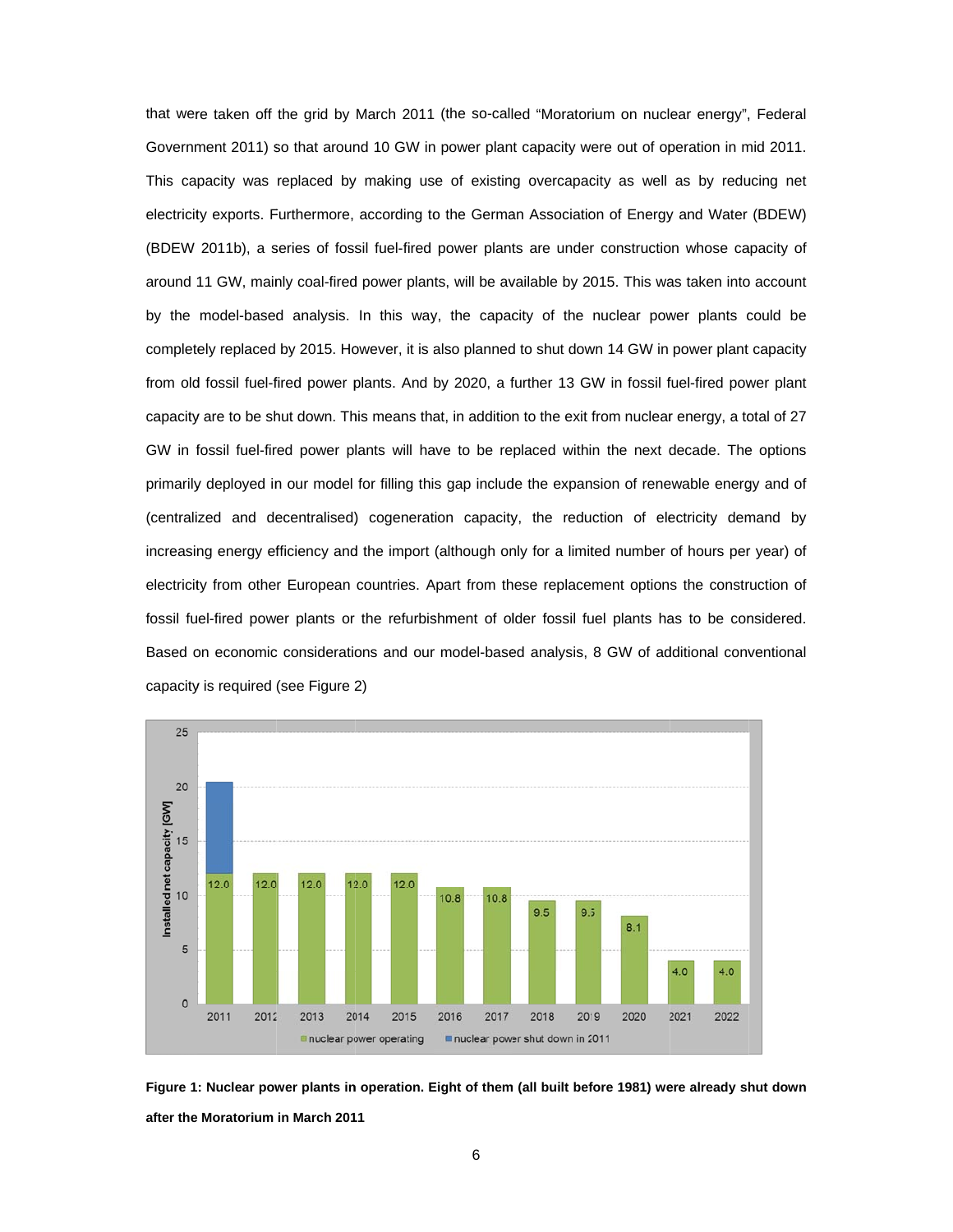that were taken off the grid by March 2011 (the so-called "Moratorium on nuclear energy", Federal Government 2011) so that around 10 GW in power plant capacity were out of operation in mid 2011. This capacity was replaced by making use of existing overcapacity as well as by reducing net electricity exports. Furthermore, according to the German Association of Energy and Water (BDEW) (BDEW 2011b), a series of fossil fuel-fired power plants are under construction whose capacity of around 11 GW, mainly coal-fired power plants, will be available by 2015. This was taken into account by the model-based analysis. In this way, the capacity of the nuclear power plants could be completely replaced by 2015. However, it is also planned to shut down 14 GW in power plant capacity from old fossil fuel-fired power plants. And by 2020, a further 13 GW in fossil fuel-fired power plant capacity are to be shut down. This means that, in addition to the exit from nuclear energy, a total of 27 GW in fossil fuel-fired power plants will have to be replaced within the next decade. The options primarily deployed in our model for filling this gap include the expansion of renewable energy and of (centralized and decentralised) cogeneration capacity, the reduction of electricity demand by increasing energy efficiency and the import (although only for a limited number of hours per year) of electricity from other European countries. Apart from these replacement options the construction of fossil fuel-fired power plants or the refurbishment of older fossil fuel plants has to be considered. Based on economic considerations and our model-based analysis, 8 GW of additional conventional capacity is required (see Figure 2)

**Figure 1: Nuclear power plants in operation. Eight of them (all built before 1981) were already shut down after the Moratorium in March 2011**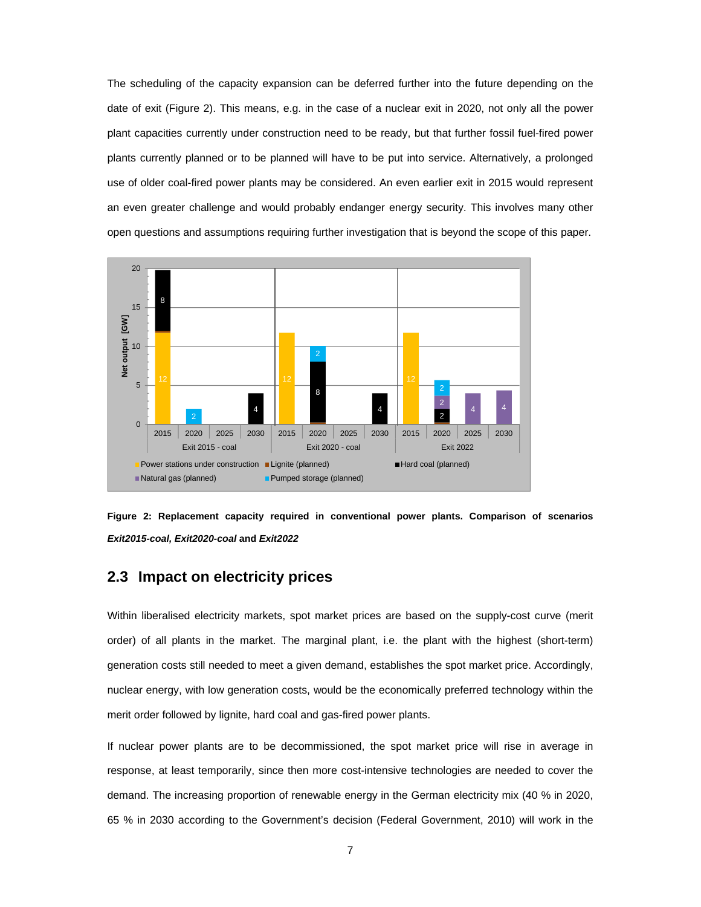The scheduling of the capacity expansion can be deferred further into the future depending on the date of exit (Figure 2). This means, e.g. in the case of a nuclear exit in 2020, not only all the power plant capacities currently under construction need to be ready, but that further fossil fuel-fired power plants currently planned or to be planned will have to be put into service. Alternatively, a prolonged use of older coal-fired power plants may be considered. An even earlier exit in 2015 would represent an even greater challenge and would probably endanger energy security. This involves many other open questions and assumptions requiring further investigation that is beyond the scope of this paper.

**Figure 2: Replacement capacity required in conventional power plants. Comparison of scenarios *Exit2015-coal, Exit2020-coal* and *Exit2022***

## 2.3 Impact on electricity prices

Within liberalised electricity markets, spot market prices are based on the supply-cost curve (merit order) of all plants in the market. The marginal plant, i.e. the plant with the highest (short-term) generation costs still needed to meet a given demand, establishes the spot market price. Accordingly, nuclear energy, with low generation costs, would be the economically preferred technology within the merit order followed by lignite, hard coal and gas-fired power plants.

If nuclear power plants are to be decommissioned, the spot market price will rise in average in response, at least temporarily, since then more cost-intensive technologies are needed to cover the demand. The increasing proportion of renewable energy in the German electricity mix (40 % in 2020, 65 % in 2030 according to the Government's decision (Federal Government, 2010) will work in the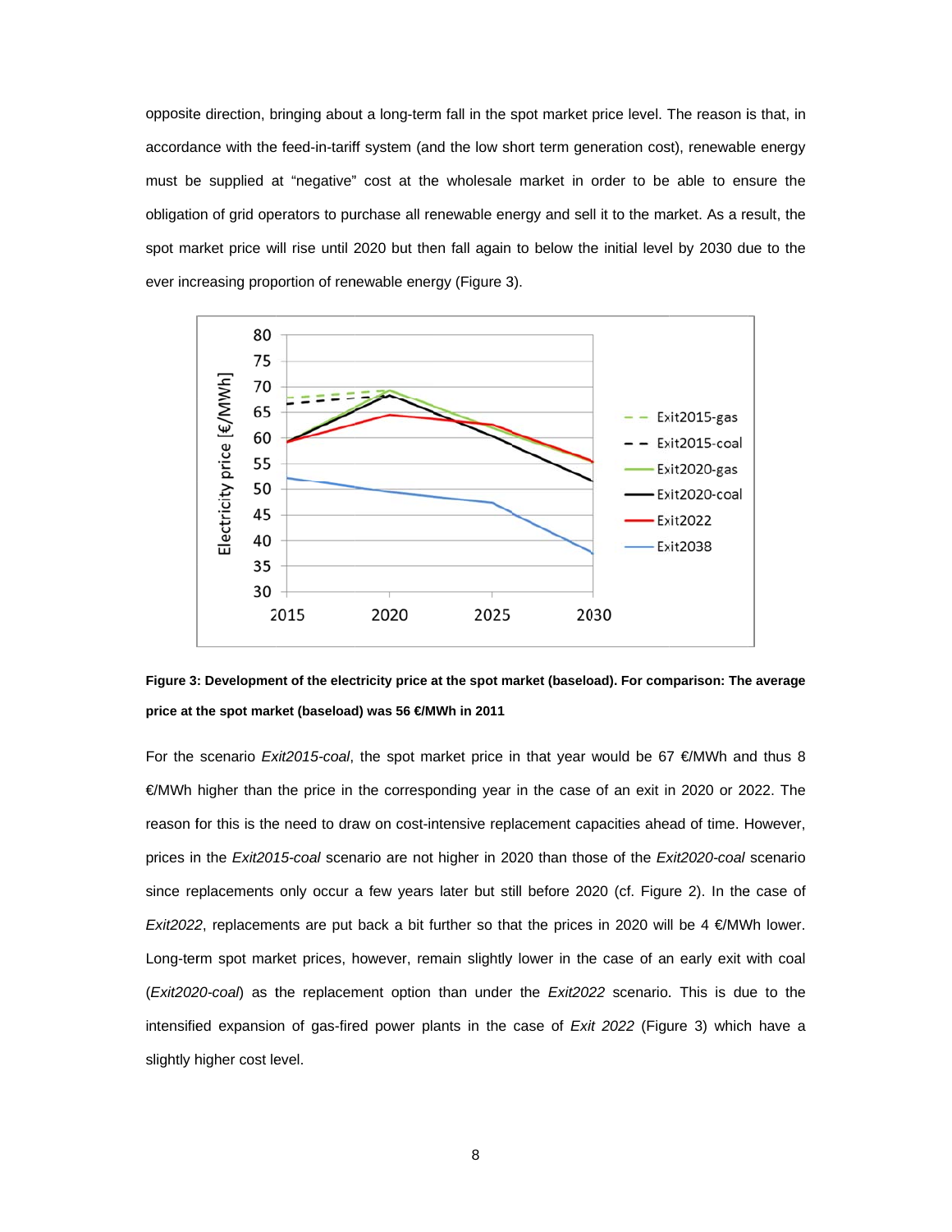opposite direction, bringing about a long-term fall in the spot market price level. The reason is that, in accordance with the feed-in-tariff system (and the low short term generation cost), renewable energy must be supplied at "negative" cost at the wholesale market in order to be able to ensure the obligation of grid operators to purchase all renewable energy and sell it to the market. As a result, the spot market price will rise until 2020 but then fall again to below the initial level by 2030 due to the ever increasing proportion of renewable energy (Figure 3).

**Figure 3: Development of the electricity price at the spot market (baseload). For comparison: The average price at the spot market (baseload) was 56 €/MWh in 2011**

For the scenario *Exit2015-coal*, the spot market price in that year would be 67 €/MWh and thus 8 €/MWh higher than the price in the corresponding year in the case of an exit in 2020 or 2022. The reason for this is the need to draw on cost-intensive replacement capacities ahead of time. However, prices in the *Exit2015-coal* scenario are not higher in 2020 than those of the *Exit2020-coal* scenario since replacements only occur a few years later but still before 2020 (cf. Figure 2). In the case of *Exit2022*, replacements are put back a bit further so that the prices in 2020 will be 4 €/MWh lower. Long-term spot market prices, however, remain slightly lower in the case of an early exit with coal (*Exit2020-coal*) as the replacement option than under the *Exit2022* scenario. This is due to the intensified expansion of gas-fired power plants in the case of *Exit 2022* (Figure 3) which have a slightly higher cost level.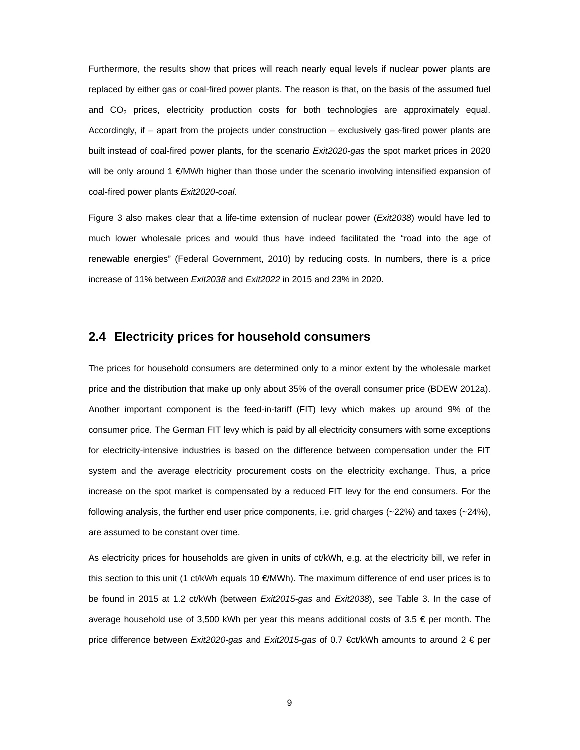Furthermore, the results show that prices will reach nearly equal levels if nuclear power plants are replaced by either gas or coal-fired power plants. The reason is that, on the basis of the assumed fuel and $CO_2$ prices, electricity production costs for both technologies are approximately equal. Accordingly, if – apart from the projects under construction – exclusively gas-fired power plants are built instead of coal-fired power plants, for the scenario *Exit2020-gas* the spot market prices in 2020 will be only around 1 €/MWh higher than those under the scenario involving intensified expansion of coal-fired power plants *Exit2020-coal*.

Figure 3 also makes clear that a life-time extension of nuclear power (*Exit2038*) would have led to much lower wholesale prices and would thus have indeed facilitated the "road into the age of renewable energies" (Federal Government, 2010) by reducing costs. In numbers, there is a price increase of 11% between *Exit2038* and *Exit2022* in 2015 and 23% in 2020.

## 2.4 Electricity prices for household consumers

The prices for household consumers are determined only to a minor extent by the wholesale market price and the distribution that make up only about 35% of the overall consumer price (BDEW 2012a). Another important component is the feed-in-tariff (FIT) levy which makes up around 9% of the consumer price. The German FIT levy which is paid by all electricity consumers with some exceptions for electricity-intensive industries is based on the difference between compensation under the FIT system and the average electricity procurement costs on the electricity exchange. Thus, a price increase on the spot market is compensated by a reduced FIT levy for the end consumers. For the following analysis, the further end user price components, i.e. grid charges (~22%) and taxes (~24%), are assumed to be constant over time.

As electricity prices for households are given in units of ct/kWh, e.g. at the electricity bill, we refer in this section to this unit (1 ct/kWh equals 10 €/MWh). The maximum difference of end user prices is to be found in 2015 at 1.2 ct/kWh (between *Exit2015-gas* and *Exit2038*), see Table 3. In the case of average household use of 3,500 kWh per year this means additional costs of 3.5 € per month. The price difference between *Exit2020-gas* and *Exit2015-gas* of 0.7 €ct/kWh amounts to around 2 € per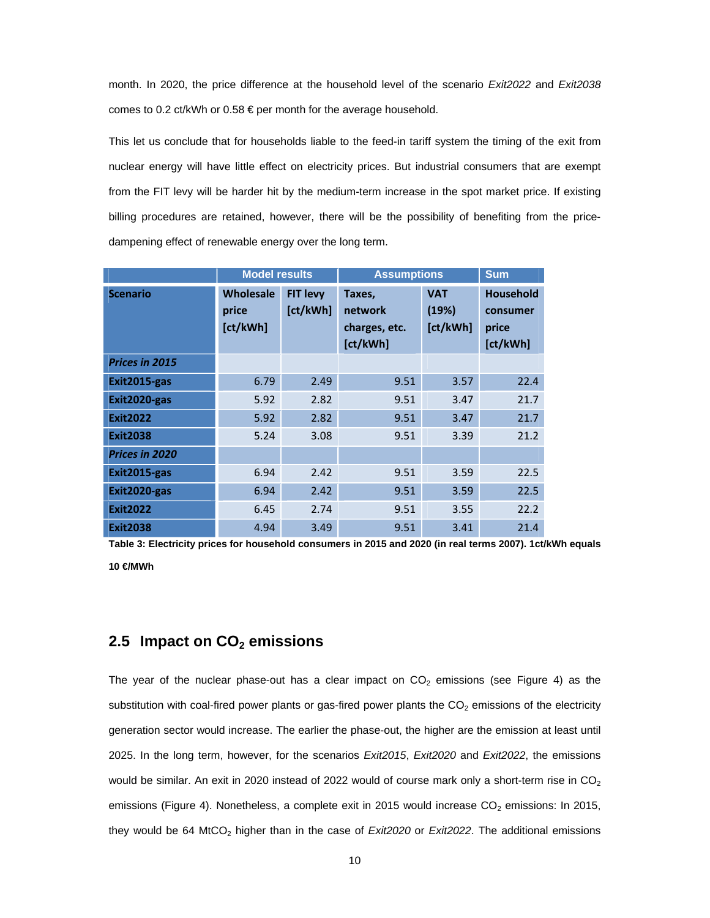month. In 2020, the price difference at the household level of the scenario *Exit2022* and *Exit2038* comes to 0.2 ct/kWh or 0.58 € per month for the average household.

This let us conclude that for households liable to the feed-in tariff system the timing of the exit from nuclear energy will have little effect on electricity prices. But industrial consumers that are exempt from the FIT levy will be harder hit by the medium-term increase in the spot market price. If existing billing procedures are retained, however, there will be the possibility of benefiting from the price-dampening effect of renewable energy over the long term.

| | Model results | | Assumptions | | Sum |
|---|---|---|---|---|---|
| **Scenario** | **Wholesale price [ct/kWh]** | **FIT levy [ct/kWh]** | **Taxes, network charges, etc. [ct/kWh]** | **VAT (19%) [ct/kWh]** | **Household consumer price [ct/kWh]** |
| ***Prices in 2015*** | | | | | |
| **Exit2015-gas** | 6.79 | 2.49 | 9.51 | 3.57 | 22.4 |
| **Exit2020-gas** | 5.92 | 2.82 | 9.51 | 3.47 | 21.7 |
| **Exit2022** | 5.92 | 2.82 | 9.51 | 3.47 | 21.7 |
| **Exit2038** | 5.24 | 3.08 | 9.51 | 3.39 | 21.2 |
| ***Prices in 2020*** | | | | | |
| **Exit2015-gas** | 6.94 | 2.42 | 9.51 | 3.59 | 22.5 |
| **Exit2020-gas** | 6.94 | 2.42 | 9.51 | 3.59 | 22.5 |
| **Exit2022** | 6.45 | 2.74 | 9.51 | 3.55 | 22.2 |
| **Exit2038** | 4.94 | 3.49 | 9.51 | 3.41 | 21.4 |

**Table 3: Electricity prices for household consumers in 2015 and 2020 (in real terms 2007). 1ct/kWh equals 10 €/MWh**

## 2.5 Impact on $CO_2$ emissions

The year of the nuclear phase-out has a clear impact on $CO_2$ emissions (see Figure 4) as the substitution with coal-fired power plants or gas-fired power plants the $CO_2$ emissions of the electricity generation sector would increase. The earlier the phase-out, the higher are the emission at least until 2025. In the long term, however, for the scenarios *Exit2015*, *Exit2020* and *Exit2022*, the emissions would be similar. An exit in 2020 instead of 2022 would of course mark only a short-term rise in $CO_2$ emissions (Figure 4). Nonetheless, a complete exit in 2015 would increase $CO_2$ emissions: In 2015, they would be 64 $MtCO_2$ higher than in the case of *Exit2020* or *Exit2022*. The additional emissions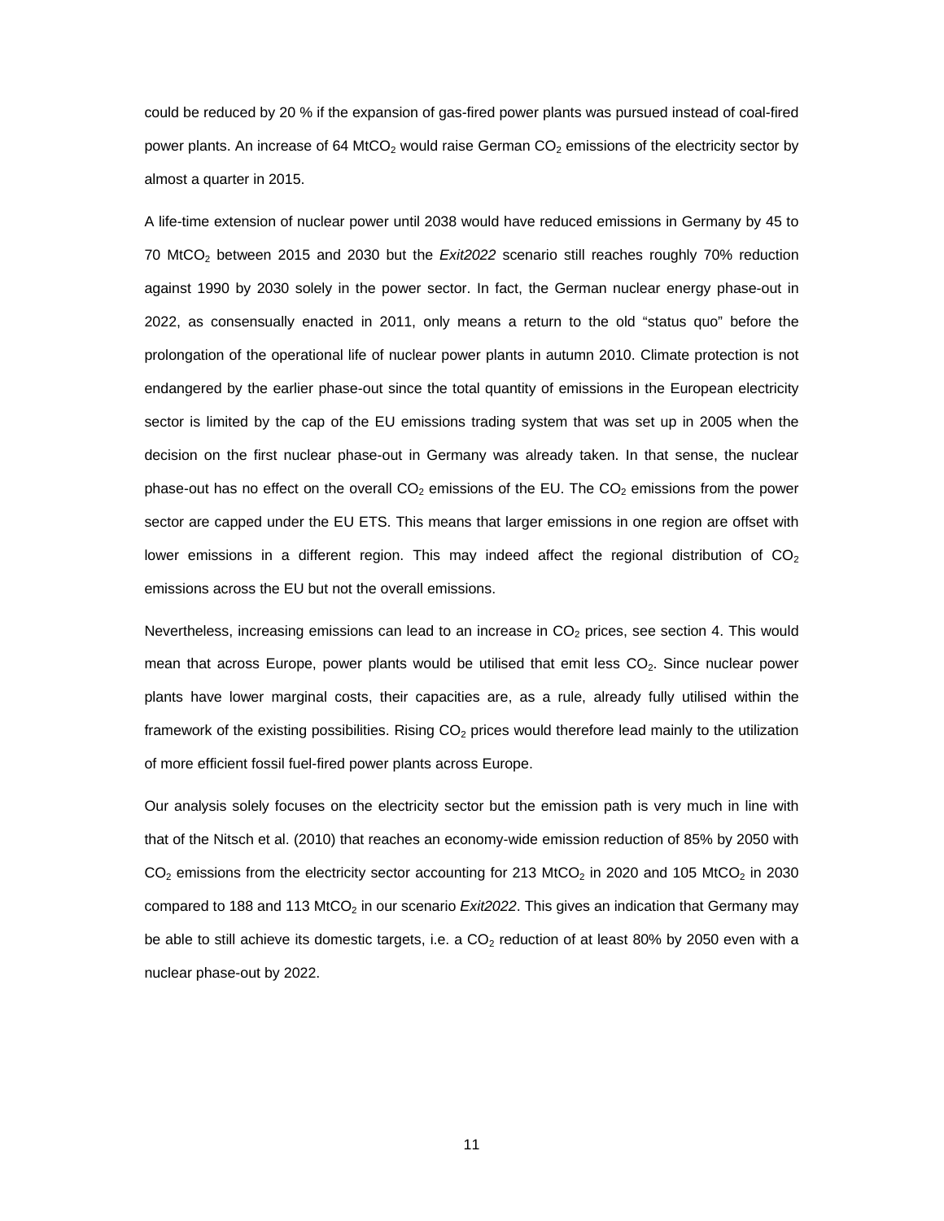could be reduced by 20 % if the expansion of gas-fired power plants was pursued instead of coal-fired power plants. An increase of 64 Mt$CO_2$ would raise German $CO_2$ emissions of the electricity sector by almost a quarter in 2015.

A life-time extension of nuclear power until 2038 would have reduced emissions in Germany by 45 to 70 Mt$CO_2$ between 2015 and 2030 but the *Exit2022* scenario still reaches roughly 70% reduction against 1990 by 2030 solely in the power sector. In fact, the German nuclear energy phase-out in 2022, as consensually enacted in 2011, only means a return to the old "status quo" before the prolongation of the operational life of nuclear power plants in autumn 2010. Climate protection is not endangered by the earlier phase-out since the total quantity of emissions in the European electricity sector is limited by the cap of the EU emissions trading system that was set up in 2005 when the decision on the first nuclear phase-out in Germany was already taken. In that sense, the nuclear phase-out has no effect on the overall $CO_2$ emissions of the EU. The $CO_2$ emissions from the power sector are capped under the EU ETS. This means that larger emissions in one region are offset with lower emissions in a different region. This may indeed affect the regional distribution of $CO_2$ emissions across the EU but not the overall emissions.

Nevertheless, increasing emissions can lead to an increase in $CO_2$ prices, see section 4. This would mean that across Europe, power plants would be utilised that emit less $CO_2$. Since nuclear power plants have lower marginal costs, their capacities are, as a rule, already fully utilised within the framework of the existing possibilities. Rising $CO_2$ prices would therefore lead mainly to the utilization of more efficient fossil fuel-fired power plants across Europe.

Our analysis solely focuses on the electricity sector but the emission path is very much in line with that of the Nitsch et al. (2010) that reaches an economy-wide emission reduction of 85% by 2050 with $CO_2$ emissions from the electricity sector accounting for 213 Mt$CO_2$ in 2020 and 105 Mt$CO_2$ in 2030 compared to 188 and 113 Mt$CO_2$ in our scenario *Exit2022*. This gives an indication that Germany may be able to still achieve its domestic targets, i.e. a $CO_2$ reduction of at least 80% by 2050 even with a nuclear phase-out by 2022.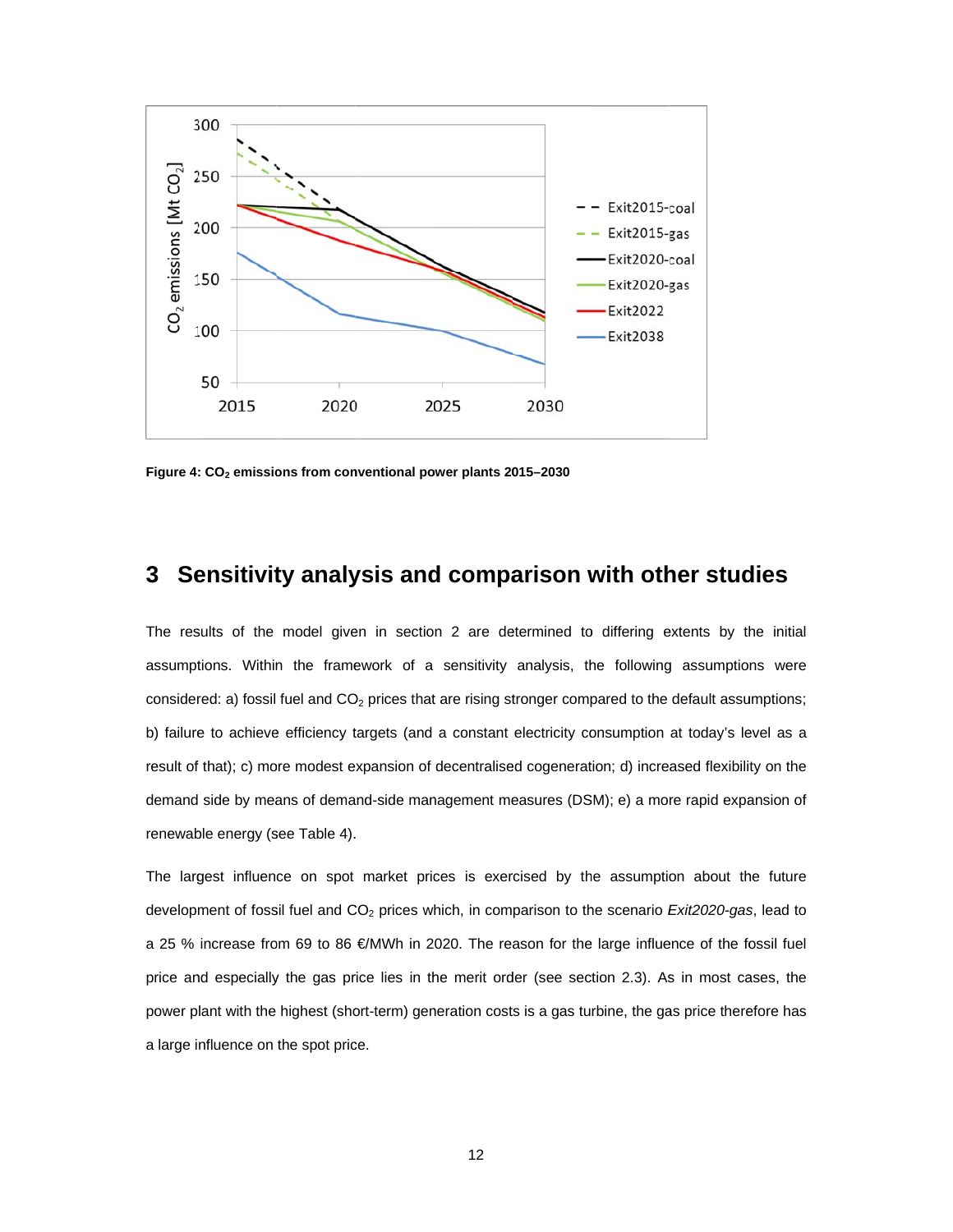Figure 4: $CO_2$ emissions from conventional power plants 2015–2030

## 3 Sensitivity analysis and comparison with other studies

The results of the model given in section 2 are determined to differing extents by the initial assumptions. Within the framework of a sensitivity analysis, the following assumptions were considered: a) fossil fuel and $CO_2$ prices that are rising stronger compared to the default assumptions; b) failure to achieve efficiency targets (and a constant electricity consumption at today's level as a result of that); c) more modest expansion of decentralised cogeneration; d) increased flexibility on the demand side by means of demand-side management measures (DSM); e) a more rapid expansion of renewable energy (see Table 4).

The largest influence on spot market prices is exercised by the assumption about the future development of fossil fuel and $CO_2$ prices which, in comparison to the scenario *Exit2020-gas*, lead to a 25 % increase from 69 to 86 €/MWh in 2020. The reason for the large influence of the fossil fuel price and especially the gas price lies in the merit order (see section 2.3). As in most cases, the power plant with the highest (short-term) generation costs is a gas turbine, the gas price therefore has a large influence on the spot price.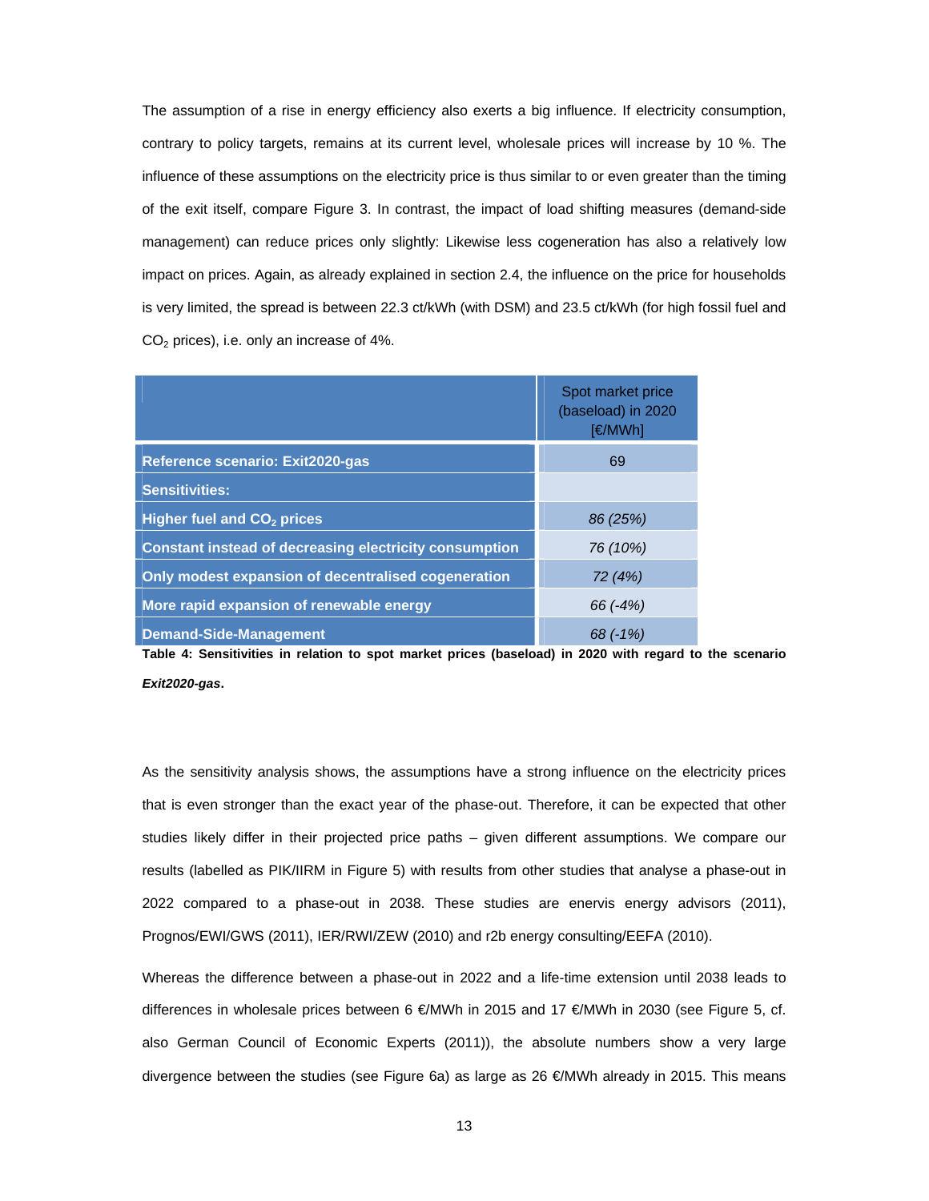The assumption of a rise in energy efficiency also exerts a big influence. If electricity consumption, contrary to policy targets, remains at its current level, wholesale prices will increase by 10 %. The influence of these assumptions on the electricity price is thus similar to or even greater than the timing of the exit itself, compare Figure 3. In contrast, the impact of load shifting measures (demand-side management) can reduce prices only slightly: Likewise less cogeneration has also a relatively low impact on prices. Again, as already explained in section 2.4, the influence on the price for households is very limited, the spread is between 22.3 ct/kWh (with DSM) and 23.5 ct/kWh (for high fossil fuel and $CO_2$ prices), i.e. only an increase of 4%.

| | Spot market price (baseload) in 2020 [€/MWh] |
|---|---|
| **Reference scenario: Exit2020-gas** | 69 |
| **Sensitivities:** | |
| **Higher fuel and $CO_2$ prices** | *86 (25%)* |
| **Constant instead of decreasing electricity consumption** | *76 (10%)* |
| **Only modest expansion of decentralised cogeneration** | *72 (4%)* |
| **More rapid expansion of renewable energy** | *66 (-4%)* |
| **Demand-Side-Management** | *68 (-1%)* |

**Table 4: Sensitivities in relation to spot market prices (baseload) in 2020 with regard to the scenario *Exit2020-gas*.**

As the sensitivity analysis shows, the assumptions have a strong influence on the electricity prices that is even stronger than the exact year of the phase-out. Therefore, it can be expected that other studies likely differ in their projected price paths – given different assumptions. We compare our results (labelled as PIK/IIRM in Figure 5) with results from other studies that analyse a phase-out in 2022 compared to a phase-out in 2038. These studies are enervis energy advisors (2011), Prognos/EWI/GWS (2011), IER/RWI/ZEW (2010) and r2b energy consulting/EEFA (2010).

Whereas the difference between a phase-out in 2022 and a life-time extension until 2038 leads to differences in wholesale prices between 6 €/MWh in 2015 and 17 €/MWh in 2030 (see Figure 5, cf. also German Council of Economic Experts (2011)), the absolute numbers show a very large divergence between the studies (see Figure 6a) as large as 26 €/MWh already in 2015. This means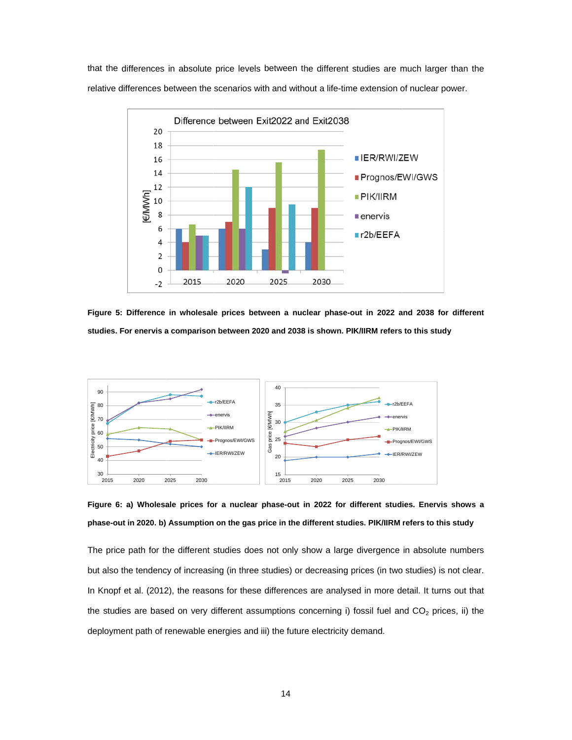that the differences in absolute price levels between the different studies are much larger than the relative differences between the scenarios with and without a life-time extension of nuclear power.

**Figure 5: Difference in wholesale prices between a nuclear phase-out in 2022 and 2038 for different studies. For enervis a comparison between 2020 and 2038 is shown. PIK/IIRM refers to this study**

**Figure 6: a) Wholesale prices for a nuclear phase-out in 2022 for different studies. Enervis shows a phase-out in 2020. b) Assumption on the gas price in the different studies. PIK/IIRM refers to this study**

The price path for the different studies does not only show a large divergence in absolute numbers but also the tendency of increasing (in three studies) or decreasing prices (in two studies) is not clear. In Knopf et al. (2012), the reasons for these differences are analysed in more detail. It turns out that the studies are based on very different assumptions concerning i) fossil fuel and $CO_2$ prices, ii) the deployment path of renewable energies and iii) the future electricity demand.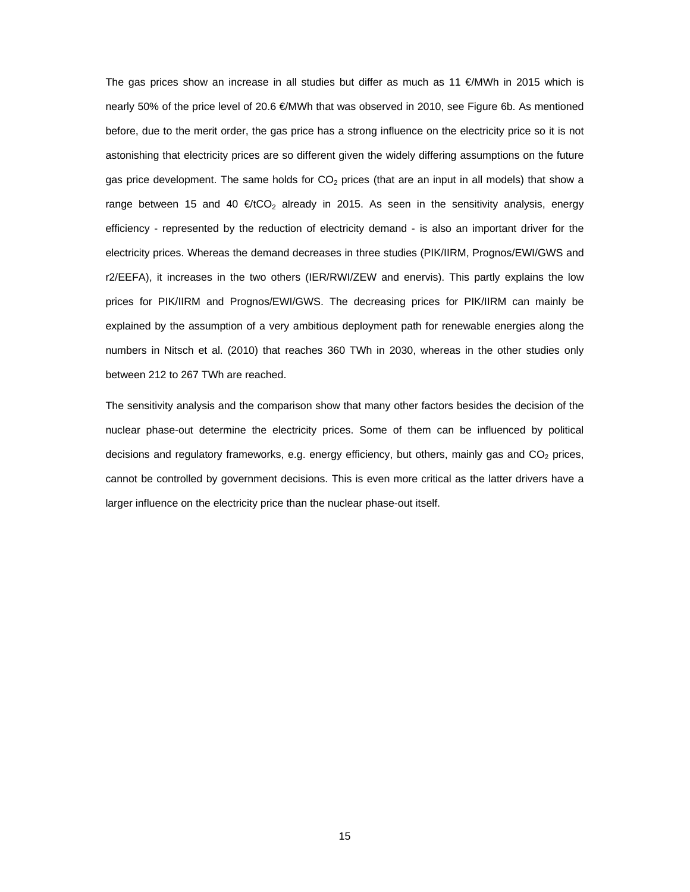The gas prices show an increase in all studies but differ as much as 11 €/MWh in 2015 which is nearly 50% of the price level of 20.6 €/MWh that was observed in 2010, see Figure 6b. As mentioned before, due to the merit order, the gas price has a strong influence on the electricity price so it is not astonishing that electricity prices are so different given the widely differing assumptions on the future gas price development. The same holds for $CO_2$ prices (that are an input in all models) that show a range between 15 and 40 €/t$CO_2$ already in 2015. As seen in the sensitivity analysis, energy efficiency - represented by the reduction of electricity demand - is also an important driver for the electricity prices. Whereas the demand decreases in three studies (PIK/IIRM, Prognos/EWI/GWS and r2/EEFA), it increases in the two others (IER/RWI/ZEW and enervis). This partly explains the low prices for PIK/IIRM and Prognos/EWI/GWS. The decreasing prices for PIK/IIRM can mainly be explained by the assumption of a very ambitious deployment path for renewable energies along the numbers in Nitsch et al. (2010) that reaches 360 TWh in 2030, whereas in the other studies only between 212 to 267 TWh are reached.

The sensitivity analysis and the comparison show that many other factors besides the decision of the nuclear phase-out determine the electricity prices. Some of them can be influenced by political decisions and regulatory frameworks, e.g. energy efficiency, but others, mainly gas and $CO_2$ prices, cannot be controlled by government decisions. This is even more critical as the latter drivers have a larger influence on the electricity price than the nuclear phase-out itself.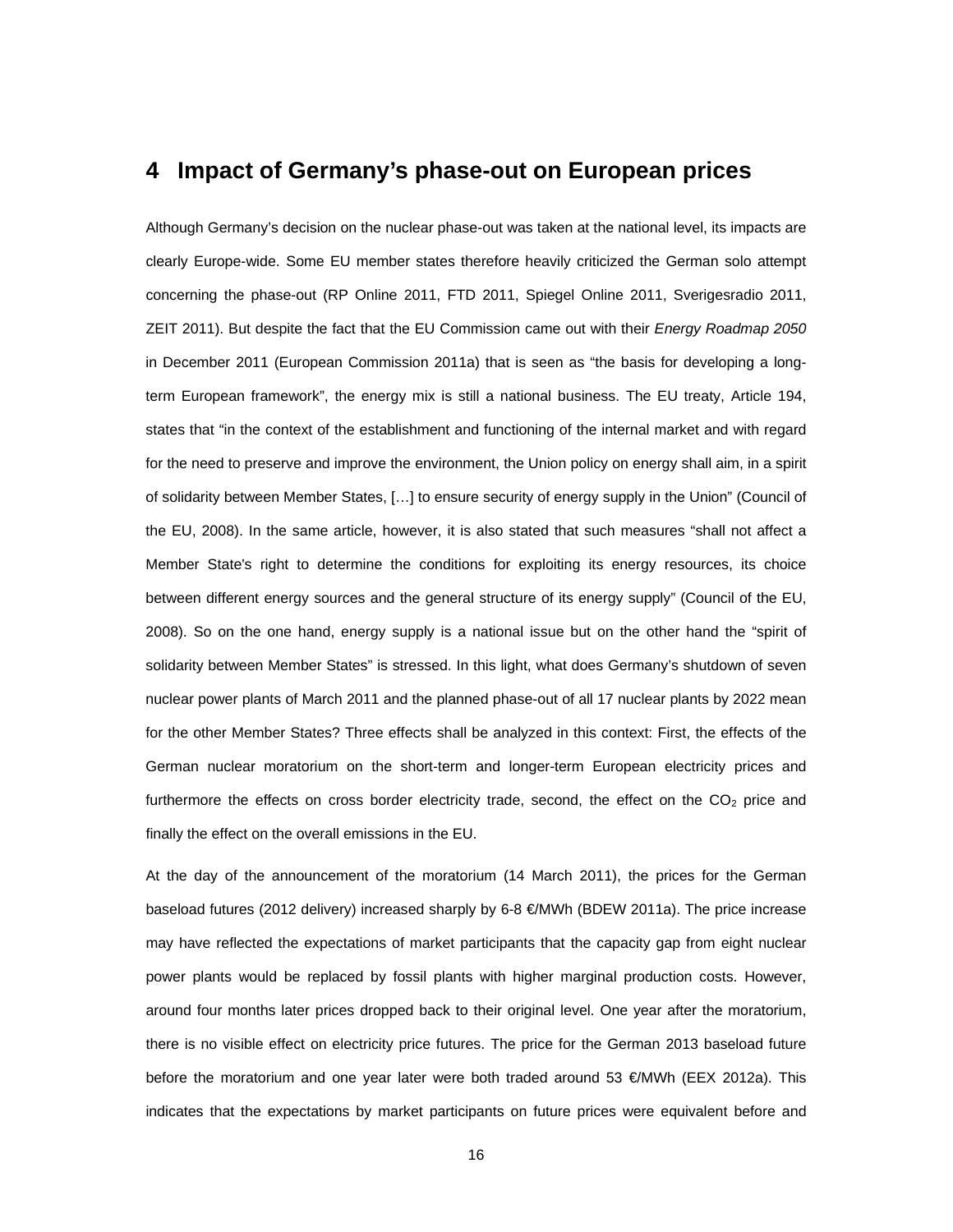# 4 Impact of Germany's phase-out on European prices

Although Germany's decision on the nuclear phase-out was taken at the national level, its impacts are clearly Europe-wide. Some EU member states therefore heavily criticized the German solo attempt concerning the phase-out (RP Online 2011, FTD 2011, Spiegel Online 2011, Sverigesradio 2011, ZEIT 2011). But despite the fact that the EU Commission came out with their *Energy Roadmap 2050* in December 2011 (European Commission 2011a) that is seen as "the basis for developing a long-term European framework", the energy mix is still a national business. The EU treaty, Article 194, states that "in the context of the establishment and functioning of the internal market and with regard for the need to preserve and improve the environment, the Union policy on energy shall aim, in a spirit of solidarity between Member States, […] to ensure security of energy supply in the Union" (Council of the EU, 2008). In the same article, however, it is also stated that such measures "shall not affect a Member State's right to determine the conditions for exploiting its energy resources, its choice between different energy sources and the general structure of its energy supply" (Council of the EU, 2008). So on the one hand, energy supply is a national issue but on the other hand the "spirit of solidarity between Member States" is stressed. In this light, what does Germany's shutdown of seven nuclear power plants of March 2011 and the planned phase-out of all 17 nuclear plants by 2022 mean for the other Member States? Three effects shall be analyzed in this context: First, the effects of the German nuclear moratorium on the short-term and longer-term European electricity prices and furthermore the effects on cross border electricity trade, second, the effect on the $CO_2$ price and finally the effect on the overall emissions in the EU.

At the day of the announcement of the moratorium (14 March 2011), the prices for the German baseload futures (2012 delivery) increased sharply by 6-8 €/MWh (BDEW 2011a). The price increase may have reflected the expectations of market participants that the capacity gap from eight nuclear power plants would be replaced by fossil plants with higher marginal production costs. However, around four months later prices dropped back to their original level. One year after the moratorium, there is no visible effect on electricity price futures. The price for the German 2013 baseload future before the moratorium and one year later were both traded around 53 €/MWh (EEX 2012a). This indicates that the expectations by market participants on future prices were equivalent before and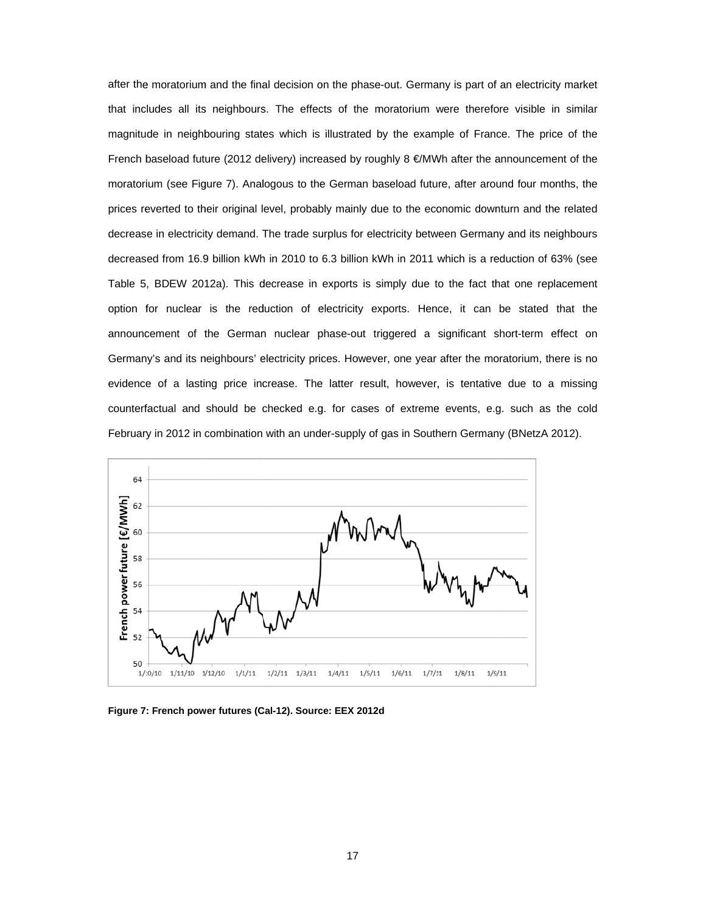after the moratorium and the final decision on the phase-out. Germany is part of an electricity market that includes all its neighbours. The effects of the moratorium were therefore visible in similar magnitude in neighbouring states which is illustrated by the example of France. The price of the French baseload future (2012 delivery) increased by roughly 8 €/MWh after the announcement of the moratorium (see Figure 7). Analogous to the German baseload future, after around four months, the prices reverted to their original level, probably mainly due to the economic downturn and the related decrease in electricity demand. The trade surplus for electricity between Germany and its neighbours decreased from 16.9 billion kWh in 2010 to 6.3 billion kWh in 2011 which is a reduction of 63% (see Table 5, BDEW 2012a). This decrease in exports is simply due to the fact that one replacement option for nuclear is the reduction of electricity exports. Hence, it can be stated that the announcement of the German nuclear phase-out triggered a significant short-term effect on Germany's and its neighbours' electricity prices. However, one year after the moratorium, there is no evidence of a lasting price increase. The latter result, however, is tentative due to a missing counterfactual and should be checked e.g. for cases of extreme events, e.g. such as the cold February in 2012 in combination with an under-supply of gas in Southern Germany (BNetzA 2012).

**Figure 7: French power futures (Cal-12). Source: EEX 2012d**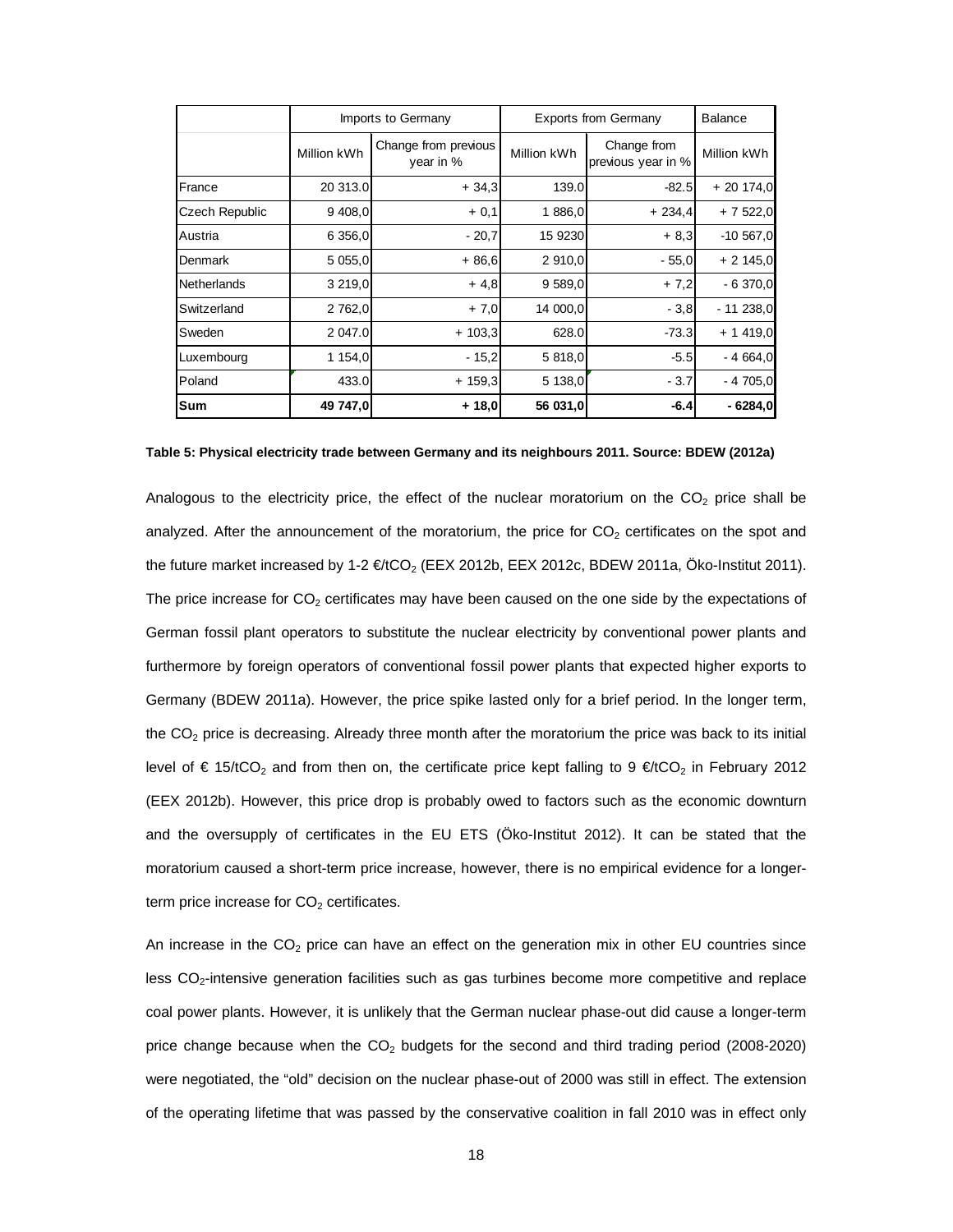| | Imports to Germany | | Exports from Germany | | Balance |
|---|---|---|---|---|---|
| | Million kWh | Change from previous year in % | Million kWh | Change from previous year in % | Million kWh |
| France | 20 313.0 | + 34,3 | 139.0 | -82.5 | + 20 174,0 |
| Czech Republic | 9 408,0 | + 0,1 | 1 886,0 | + 234,4 | + 7 522,0 |
| Austria | 6 356,0 | - 20,7 | 15 9230 | + 8,3 | -10 567,0 |
| Denmark | 5 055,0 | + 86,6 | 2 910,0 | - 55,0 | + 2 145,0 |
| Netherlands | 3 219,0 | + 4,8 | 9 589,0 | + 7,2 | - 6 370,0 |
| Switzerland | 2 762,0 | + 7,0 | 14 000,0 | - 3,8 | - 11 238,0 |
| Sweden | 2 047.0 | + 103,3 | 628.0 | -73.3 | + 1 419,0 |
| Luxembourg | 1 154,0 | - 15,2 | 5 818,0 | -5.5 | - 4 664,0 |
| Poland | 433.0 | + 159,3 | 5 138,0 | - 3.7 | - 4 705,0 |
| **Sum** | **49 747,0** | **+ 18,0** | **56 031,0** | **-6.4** | **- 6284,0** |

**Table 5: Physical electricity trade between Germany and its neighbours 2011. Source: BDEW (2012a)**

Analogous to the electricity price, the effect of the nuclear moratorium on the $CO_2$ price shall be analyzed. After the announcement of the moratorium, the price for $CO_2$ certificates on the spot and the future market increased by 1-2 €/t$CO_2$ (EEX 2012b, EEX 2012c, BDEW 2011a, Öko-Institut 2011). The price increase for $CO_2$ certificates may have been caused on the one side by the expectations of German fossil plant operators to substitute the nuclear electricity by conventional power plants and furthermore by foreign operators of conventional fossil power plants that expected higher exports to Germany (BDEW 2011a). However, the price spike lasted only for a brief period. In the longer term, the $CO_2$ price is decreasing. Already three month after the moratorium the price was back to its initial level of € 15/t$CO_2$ and from then on, the certificate price kept falling to 9 €/t$CO_2$ in February 2012 (EEX 2012b). However, this price drop is probably owed to factors such as the economic downturn and the oversupply of certificates in the EU ETS (Öko-Institut 2012). It can be stated that the moratorium caused a short-term price increase, however, there is no empirical evidence for a longer-term price increase for $CO_2$ certificates.

An increase in the $CO_2$ price can have an effect on the generation mix in other EU countries since less $CO_2$-intensive generation facilities such as gas turbines become more competitive and replace coal power plants. However, it is unlikely that the German nuclear phase-out did cause a longer-term price change because when the $CO_2$ budgets for the second and third trading period (2008-2020) were negotiated, the "old" decision on the nuclear phase-out of 2000 was still in effect. The extension of the operating lifetime that was passed by the conservative coalition in fall 2010 was in effect only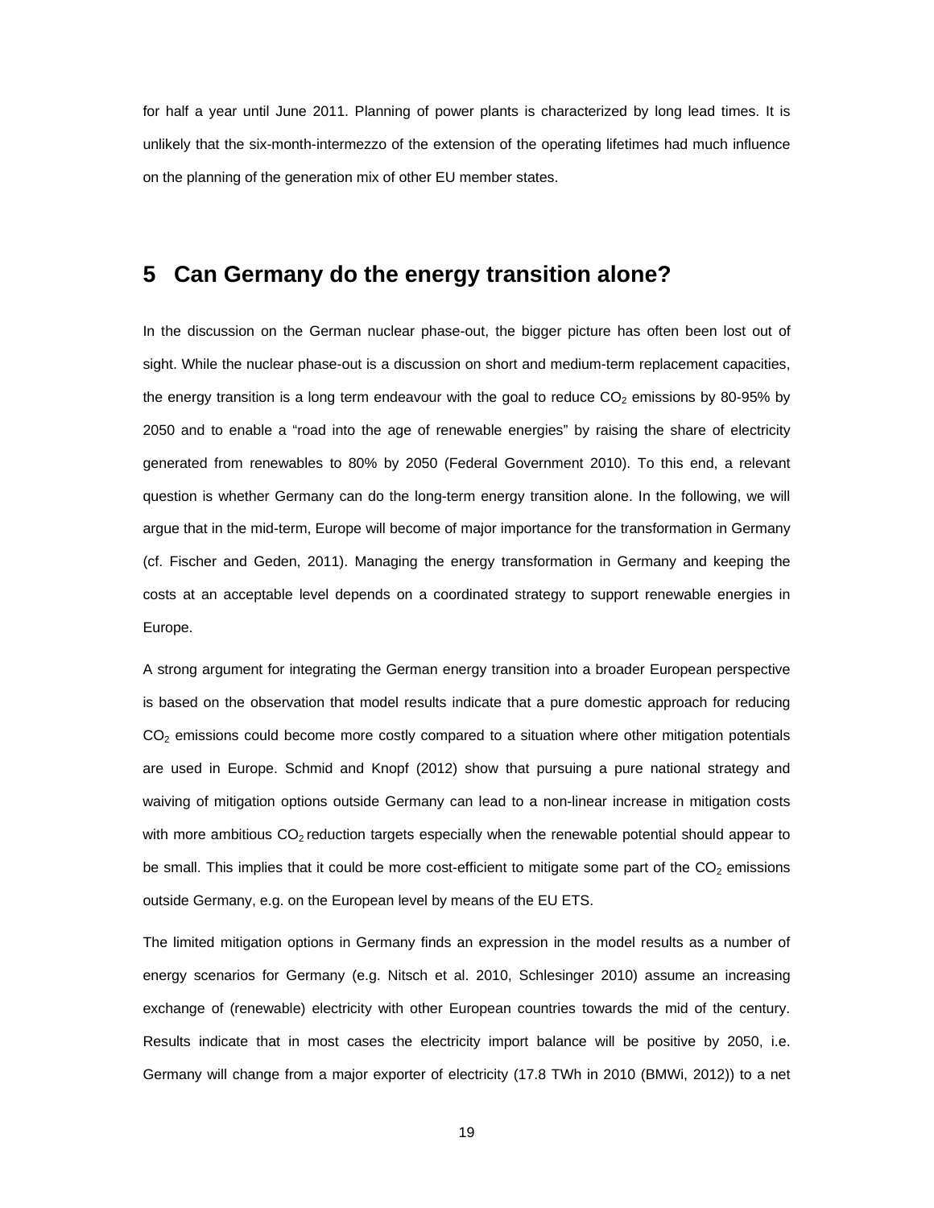for half a year until June 2011. Planning of power plants is characterized by long lead times. It is unlikely that the six-month-intermezzo of the extension of the operating lifetimes had much influence on the planning of the generation mix of other EU member states.

# 5 Can Germany do the energy transition alone?

In the discussion on the German nuclear phase-out, the bigger picture has often been lost out of sight. While the nuclear phase-out is a discussion on short and medium-term replacement capacities, the energy transition is a long term endeavour with the goal to reduce $CO_2$ emissions by 80-95% by 2050 and to enable a "road into the age of renewable energies" by raising the share of electricity generated from renewables to 80% by 2050 (Federal Government 2010). To this end, a relevant question is whether Germany can do the long-term energy transition alone. In the following, we will argue that in the mid-term, Europe will become of major importance for the transformation in Germany (cf. Fischer and Geden, 2011). Managing the energy transformation in Germany and keeping the costs at an acceptable level depends on a coordinated strategy to support renewable energies in Europe.

A strong argument for integrating the German energy transition into a broader European perspective is based on the observation that model results indicate that a pure domestic approach for reducing $CO_2$ emissions could become more costly compared to a situation where other mitigation potentials are used in Europe. Schmid and Knopf (2012) show that pursuing a pure national strategy and waiving of mitigation options outside Germany can lead to a non-linear increase in mitigation costs with more ambitious $CO_2$ reduction targets especially when the renewable potential should appear to be small. This implies that it could be more cost-efficient to mitigate some part of the $CO_2$ emissions outside Germany, e.g. on the European level by means of the EU ETS.

The limited mitigation options in Germany finds an expression in the model results as a number of energy scenarios for Germany (e.g. Nitsch et al. 2010, Schlesinger 2010) assume an increasing exchange of (renewable) electricity with other European countries towards the mid of the century. Results indicate that in most cases the electricity import balance will be positive by 2050, i.e. Germany will change from a major exporter of electricity (17.8 TWh in 2010 (BMWi, 2012)) to a net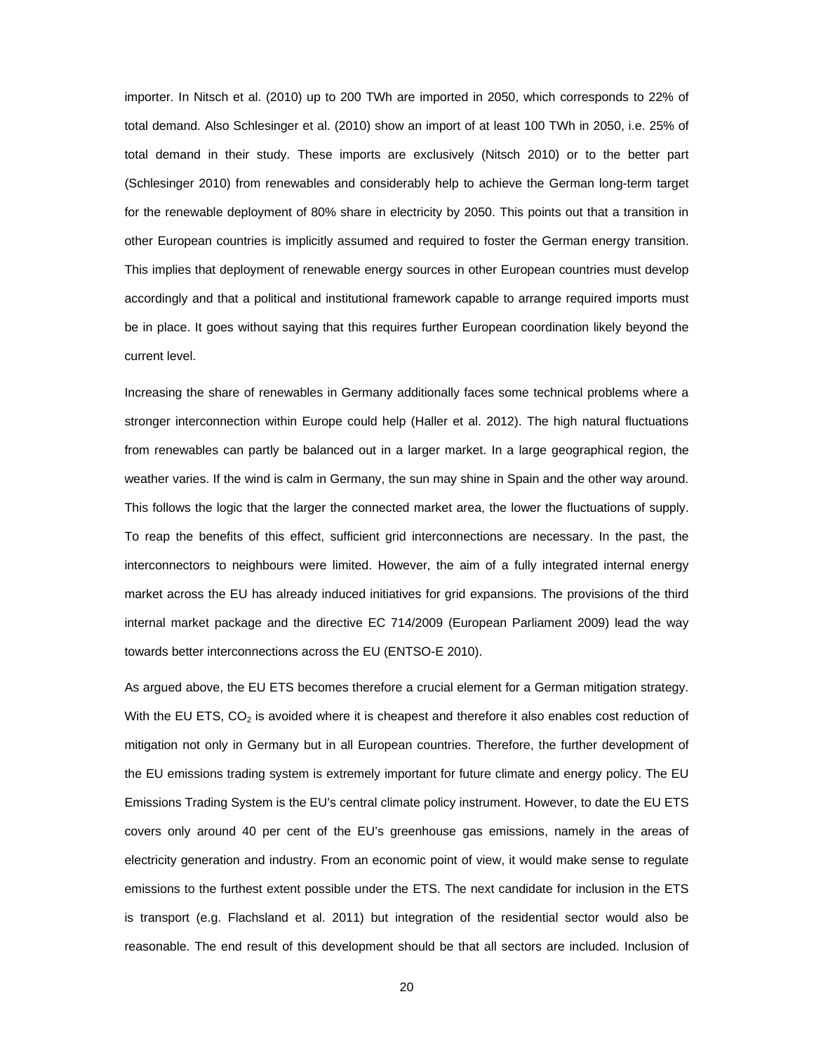importer. In Nitsch et al. (2010) up to 200 TWh are imported in 2050, which corresponds to 22% of total demand. Also Schlesinger et al. (2010) show an import of at least 100 TWh in 2050, i.e. 25% of total demand in their study. These imports are exclusively (Nitsch 2010) or to the better part (Schlesinger 2010) from renewables and considerably help to achieve the German long-term target for the renewable deployment of 80% share in electricity by 2050. This points out that a transition in other European countries is implicitly assumed and required to foster the German energy transition. This implies that deployment of renewable energy sources in other European countries must develop accordingly and that a political and institutional framework capable to arrange required imports must be in place. It goes without saying that this requires further European coordination likely beyond the current level.

Increasing the share of renewables in Germany additionally faces some technical problems where a stronger interconnection within Europe could help (Haller et al. 2012). The high natural fluctuations from renewables can partly be balanced out in a larger market. In a large geographical region, the weather varies. If the wind is calm in Germany, the sun may shine in Spain and the other way around. This follows the logic that the larger the connected market area, the lower the fluctuations of supply. To reap the benefits of this effect, sufficient grid interconnections are necessary. In the past, the interconnectors to neighbours were limited. However, the aim of a fully integrated internal energy market across the EU has already induced initiatives for grid expansions. The provisions of the third internal market package and the directive EC 714/2009 (European Parliament 2009) lead the way towards better interconnections across the EU (ENTSO-E 2010).

As argued above, the EU ETS becomes therefore a crucial element for a German mitigation strategy. With the EU ETS, $CO_2$ is avoided where it is cheapest and therefore it also enables cost reduction of mitigation not only in Germany but in all European countries. Therefore, the further development of the EU emissions trading system is extremely important for future climate and energy policy. The EU Emissions Trading System is the EU's central climate policy instrument. However, to date the EU ETS covers only around 40 per cent of the EU's greenhouse gas emissions, namely in the areas of electricity generation and industry. From an economic point of view, it would make sense to regulate emissions to the furthest extent possible under the ETS. The next candidate for inclusion in the ETS is transport (e.g. Flachsland et al. 2011) but integration of the residential sector would also be reasonable. The end result of this development should be that all sectors are included. Inclusion of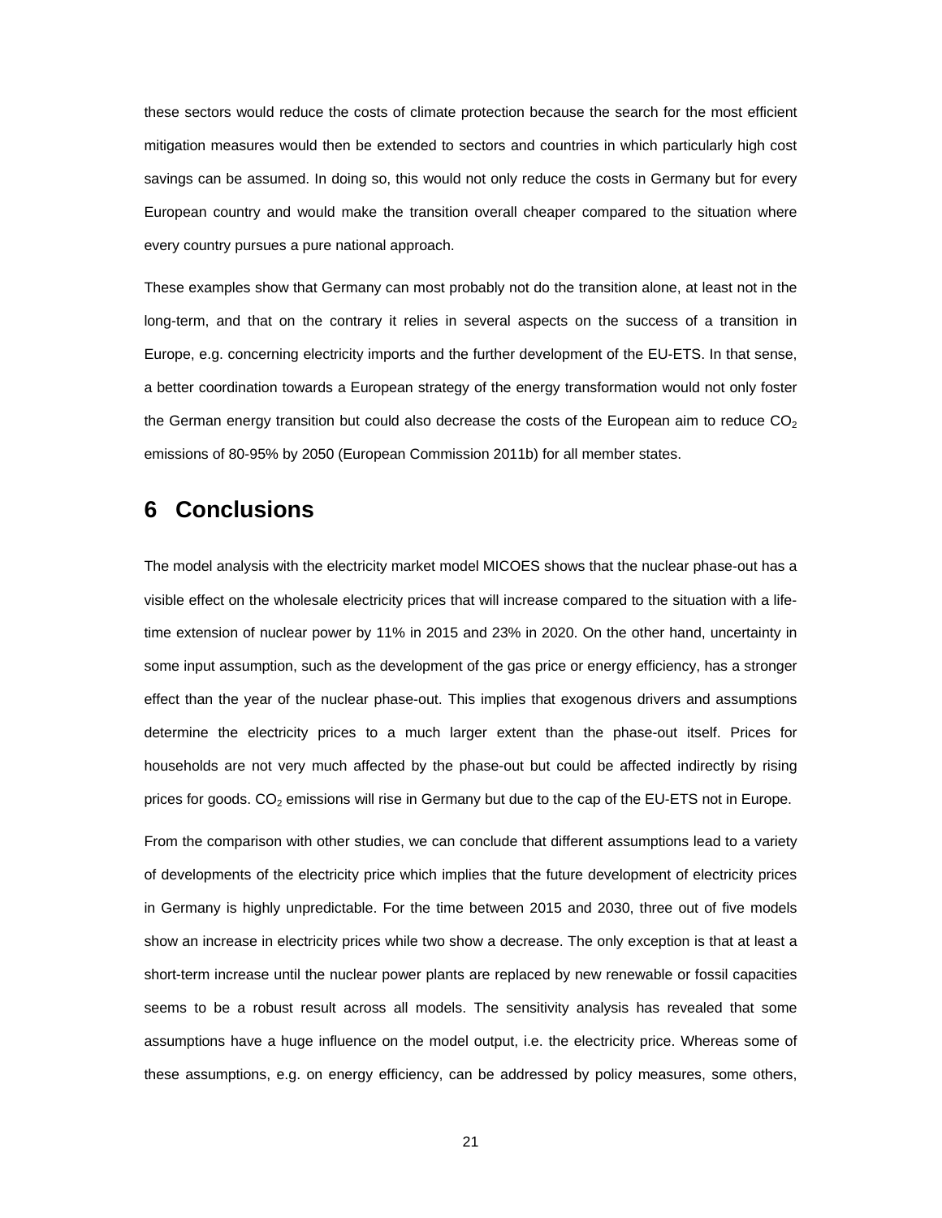these sectors would reduce the costs of climate protection because the search for the most efficient mitigation measures would then be extended to sectors and countries in which particularly high cost savings can be assumed. In doing so, this would not only reduce the costs in Germany but for every European country and would make the transition overall cheaper compared to the situation where every country pursues a pure national approach.

These examples show that Germany can most probably not do the transition alone, at least not in the long-term, and that on the contrary it relies in several aspects on the success of a transition in Europe, e.g. concerning electricity imports and the further development of the EU-ETS. In that sense, a better coordination towards a European strategy of the energy transformation would not only foster the German energy transition but could also decrease the costs of the European aim to reduce $CO_2$ emissions of 80-95% by 2050 (European Commission 2011b) for all member states.

# 6 Conclusions

The model analysis with the electricity market model MICOES shows that the nuclear phase-out has a visible effect on the wholesale electricity prices that will increase compared to the situation with a life-time extension of nuclear power by 11% in 2015 and 23% in 2020. On the other hand, uncertainty in some input assumption, such as the development of the gas price or energy efficiency, has a stronger effect than the year of the nuclear phase-out. This implies that exogenous drivers and assumptions determine the electricity prices to a much larger extent than the phase-out itself. Prices for households are not very much affected by the phase-out but could be affected indirectly by rising prices for goods. $CO_2$ emissions will rise in Germany but due to the cap of the EU-ETS not in Europe.

From the comparison with other studies, we can conclude that different assumptions lead to a variety of developments of the electricity price which implies that the future development of electricity prices in Germany is highly unpredictable. For the time between 2015 and 2030, three out of five models show an increase in electricity prices while two show a decrease. The only exception is that at least a short-term increase until the nuclear power plants are replaced by new renewable or fossil capacities seems to be a robust result across all models. The sensitivity analysis has revealed that some assumptions have a huge influence on the model output, i.e. the electricity price. Whereas some of these assumptions, e.g. on energy efficiency, can be addressed by policy measures, some others,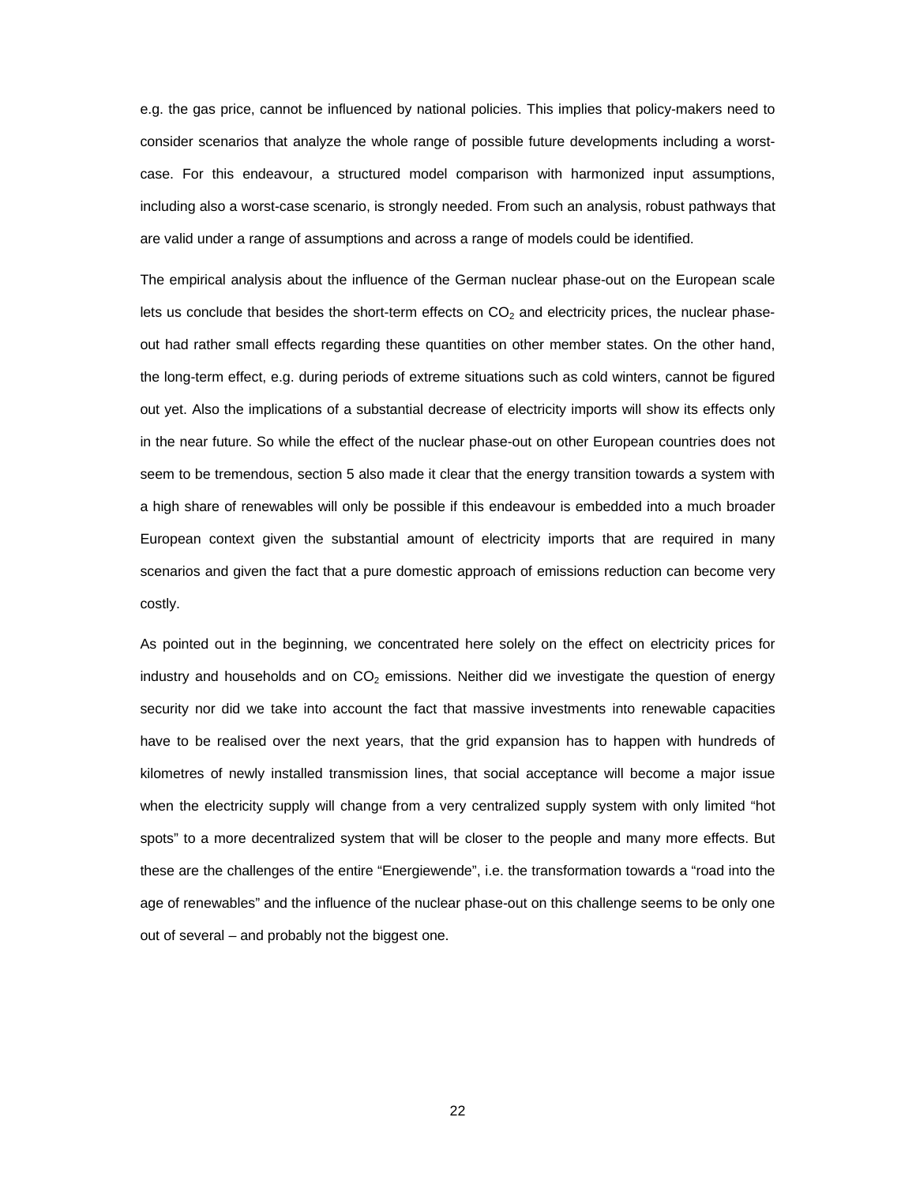e.g. the gas price, cannot be influenced by national policies. This implies that policy-makers need to consider scenarios that analyze the whole range of possible future developments including a worst-case. For this endeavour, a structured model comparison with harmonized input assumptions, including also a worst-case scenario, is strongly needed. From such an analysis, robust pathways that are valid under a range of assumptions and across a range of models could be identified.

The empirical analysis about the influence of the German nuclear phase-out on the European scale lets us conclude that besides the short-term effects on $CO_2$ and electricity prices, the nuclear phase-out had rather small effects regarding these quantities on other member states. On the other hand, the long-term effect, e.g. during periods of extreme situations such as cold winters, cannot be figured out yet. Also the implications of a substantial decrease of electricity imports will show its effects only in the near future. So while the effect of the nuclear phase-out on other European countries does not seem to be tremendous, section 5 also made it clear that the energy transition towards a system with a high share of renewables will only be possible if this endeavour is embedded into a much broader European context given the substantial amount of electricity imports that are required in many scenarios and given the fact that a pure domestic approach of emissions reduction can become very costly.

As pointed out in the beginning, we concentrated here solely on the effect on electricity prices for industry and households and on $CO_2$ emissions. Neither did we investigate the question of energy security nor did we take into account the fact that massive investments into renewable capacities have to be realised over the next years, that the grid expansion has to happen with hundreds of kilometres of newly installed transmission lines, that social acceptance will become a major issue when the electricity supply will change from a very centralized supply system with only limited "hot spots" to a more decentralized system that will be closer to the people and many more effects. But these are the challenges of the entire "Energiewende", i.e. the transformation towards a "road into the age of renewables" and the influence of the nuclear phase-out on this challenge seems to be only one out of several – and probably not the biggest one.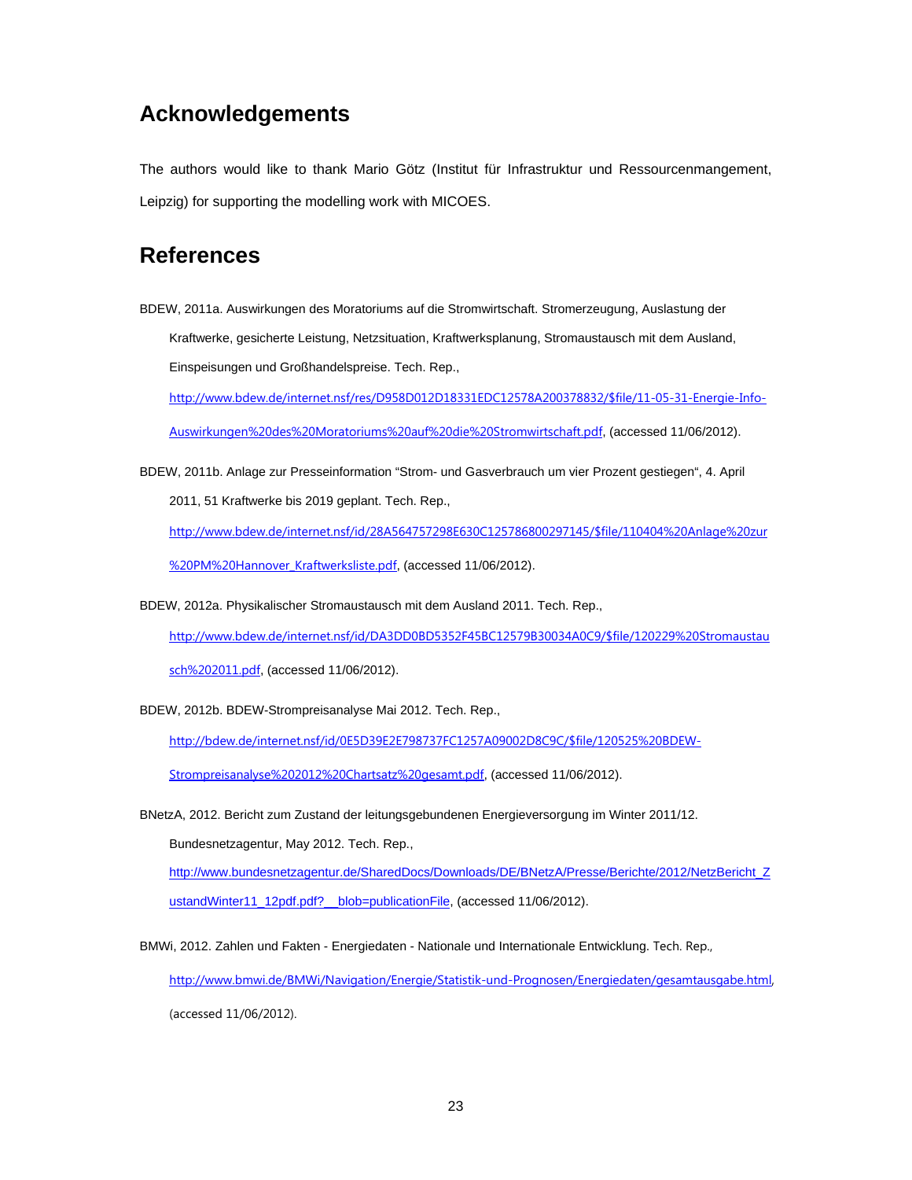## Acknowledgements

The authors would like to thank Mario Götz (Institut für Infrastruktur und Ressourcenmangement, Leipzig) for supporting the modelling work with MICOES.

## References

BDEW, 2011a. Auswirkungen des Moratoriums auf die Stromwirtschaft. Stromerzeugung, Auslastung der Kraftwerke, gesicherte Leistung, Netzsituation, Kraftwerksplanung, Stromaustausch mit dem Ausland, Einspeisungen und Großhandelspreise. Tech. Rep., http://www.bdew.de/internet.nsf/res/D958D012D18331EDC12578A200378832/$file/11-05-31-Energie-Info-Auswirkungen%20des%20Moratoriums%20auf%20die%20Stromwirtschaft.pdf, (accessed 11/06/2012).

BDEW, 2011b. Anlage zur Presseinformation "Strom- und Gasverbrauch um vier Prozent gestiegen", 4. April 2011, 51 Kraftwerke bis 2019 geplant. Tech. Rep., http://www.bdew.de/internet.nsf/id/28A564757298E630C125786800297145/$file/110404%20Anlage%20zur%20PM%20Hannover_Kraftwerksliste.pdf, (accessed 11/06/2012).

BDEW, 2012a. Physikalischer Stromaustausch mit dem Ausland 2011. Tech. Rep., http://www.bdew.de/internet.nsf/id/DA3DD0BD5352F45BC12579B30034A0C9/$file/120229%20Stromaustausch%202011.pdf, (accessed 11/06/2012).

BDEW, 2012b. BDEW-Strompreisanalyse Mai 2012. Tech. Rep., http://bdew.de/internet.nsf/id/0E5D39E2E798737FC1257A09002D8C9C/$file/120525%20BDEW-Strompreisanalyse%202012%20Chartsatz%20gesamt.pdf, (accessed 11/06/2012).

BNetzA, 2012. Bericht zum Zustand der leitungsgebundenen Energieversorgung im Winter 2011/12. Bundesnetzagentur, May 2012. Tech. Rep., http://www.bundesnetzagentur.de/SharedDocs/Downloads/DE/BNetzA/Presse/Berichte/2012/NetzBericht_ZustandWinter11_12pdf.pdf?__blob=publicationFile, (accessed 11/06/2012).

BMWi, 2012. Zahlen und Fakten - Energiedaten - Nationale und Internationale Entwicklung. Tech. Rep., http://www.bmwi.de/BMWi/Navigation/Energie/Statistik-und-Prognosen/Energiedaten/gesamtausgabe.html, (accessed 11/06/2012).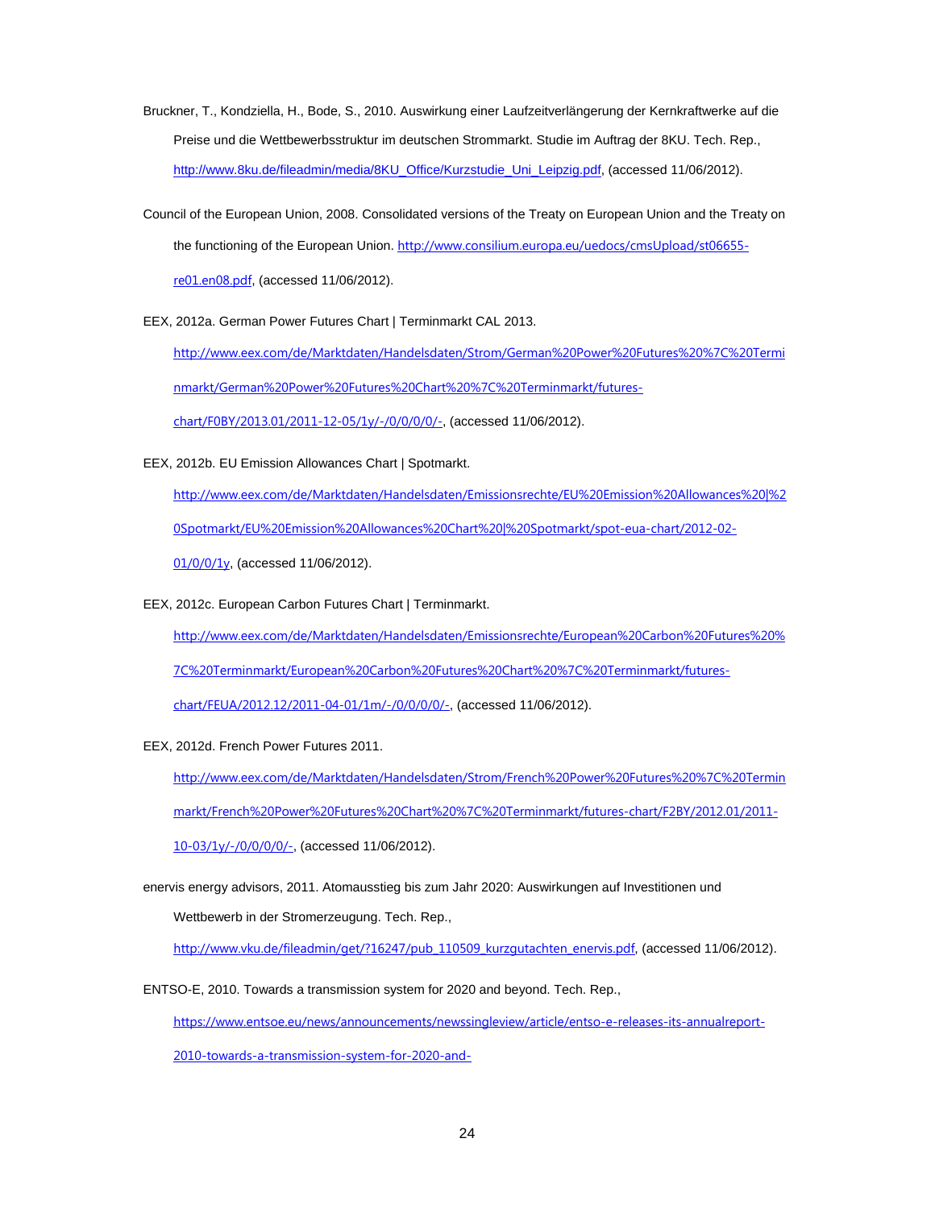Bruckner, T., Kondziella, H., Bode, S., 2010. Auswirkung einer Laufzeitverlängerung der Kernkraftwerke auf die Preise und die Wettbewerbsstruktur im deutschen Strommarkt. Studie im Auftrag der 8KU. Tech. Rep., http://www.8ku.de/fileadmin/media/8KU_Office/Kurzstudie_Uni_Leipzig.pdf, (accessed 11/06/2012).

Council of the European Union, 2008. Consolidated versions of the Treaty on European Union and the Treaty on the functioning of the European Union. http://www.consilium.europa.eu/uedocs/cmsUpload/st06655-re01.en08.pdf, (accessed 11/06/2012).

EEX, 2012a. German Power Futures Chart | Terminmarkt CAL 2013. http://www.eex.com/de/Marktdaten/Handelsdaten/Strom/German%20Power%20Futures%20%7C%20Terminmarkt/German%20Power%20Futures%20Chart%20%7C%20Terminmarkt/futures-chart/F0BY/2013.01/2011-12-05/1y/-/0/0/0/0/-, (accessed 11/06/2012).

EEX, 2012b. EU Emission Allowances Chart | Spotmarkt. http://www.eex.com/de/Marktdaten/Handelsdaten/Emissionsrechte/EU%20Emission%20Allowances%20|%20Spotmarkt/EU%20Emission%20Allowances%20Chart%20|%20Spotmarkt/spot-eua-chart/2012-02-01/0/0/1y, (accessed 11/06/2012).

EEX, 2012c. European Carbon Futures Chart | Terminmarkt. http://www.eex.com/de/Marktdaten/Handelsdaten/Emissionsrechte/European%20Carbon%20Futures%20%7C%20Terminmarkt/European%20Carbon%20Futures%20Chart%20%7C%20Terminmarkt/futures-chart/FEUA/2012.12/2011-04-01/1m/-/0/0/0/0/-, (accessed 11/06/2012).

EEX, 2012d. French Power Futures 2011. http://www.eex.com/de/Marktdaten/Handelsdaten/Strom/French%20Power%20Futures%20%7C%20Terminmarkt/French%20Power%20Futures%20Chart%20%7C%20Terminmarkt/futures-chart/F2BY/2012.01/2011-10-03/1y/-/0/0/0/0/-, (accessed 11/06/2012).

enervis energy advisors, 2011. Atomausstieg bis zum Jahr 2020: Auswirkungen auf Investitionen und Wettbewerb in der Stromerzeugung. Tech. Rep., http://www.vku.de/fileadmin/get/?16247/pub_110509_kurzgutachten_enervis.pdf, (accessed 11/06/2012).

ENTSO-E, 2010. Towards a transmission system for 2020 and beyond. Tech. Rep., https://www.entsoe.eu/news/announcements/newssingleview/article/entso-e-releases-its-annualreport-2010-towards-a-transmission-system-for-2020-and-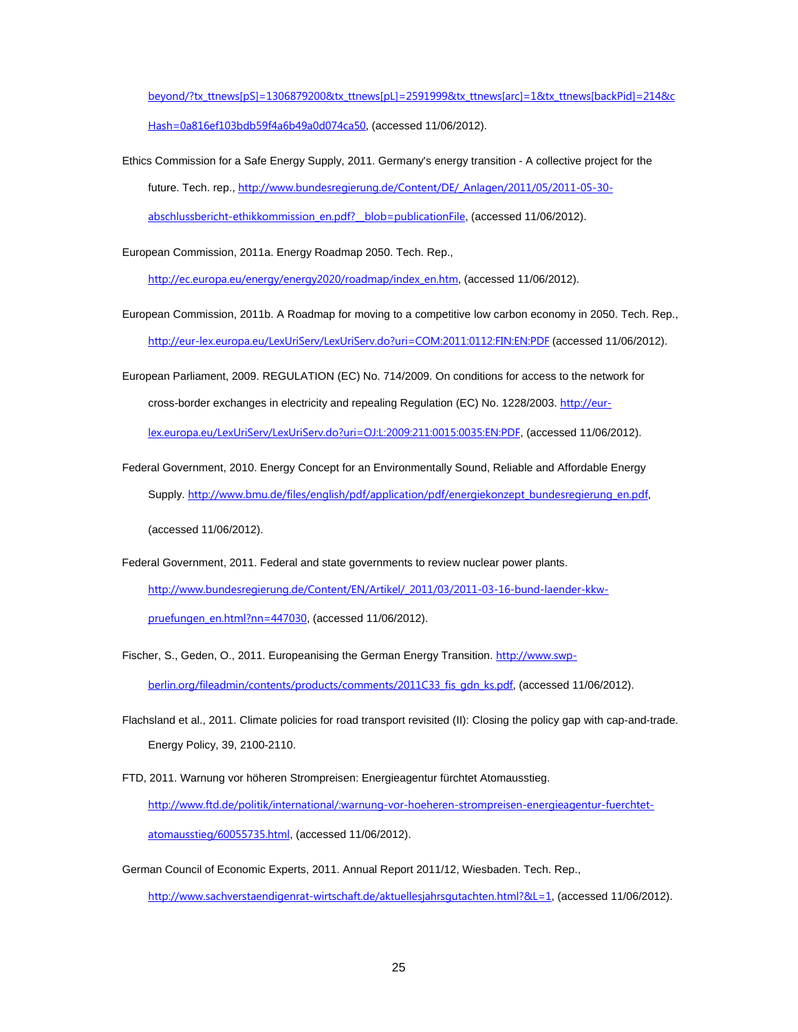beyond/?tx_ttnews[pS]=1306879200&tx_ttnews[pL]=2591999&tx_ttnews[arc]=1&tx_ttnews[backPid]=214&cHash=0a816ef103bdb59f4a6b49a0d074ca50, (accessed 11/06/2012).

Ethics Commission for a Safe Energy Supply, 2011. Germany's energy transition - A collective project for the future. Tech. rep., http://www.bundesregierung.de/Content/DE/_Anlagen/2011/05/2011-05-30-abschlussbericht-ethikkommission_en.pdf?__blob=publicationFile, (accessed 11/06/2012).

European Commission, 2011a. Energy Roadmap 2050. Tech. Rep., http://ec.europa.eu/energy/energy2020/roadmap/index_en.htm, (accessed 11/06/2012).

European Commission, 2011b. A Roadmap for moving to a competitive low carbon economy in 2050. Tech. Rep., http://eur-lex.europa.eu/LexUriServ/LexUriServ.do?uri=COM:2011:0112:FIN:EN:PDF (accessed 11/06/2012).

European Parliament, 2009. REGULATION (EC) No. 714/2009. On conditions for access to the network for cross-border exchanges in electricity and repealing Regulation (EC) No. 1228/2003. http://eur-lex.europa.eu/LexUriServ/LexUriServ.do?uri=OJ:L:2009:211:0015:0035:EN:PDF, (accessed 11/06/2012).

Federal Government, 2010. Energy Concept for an Environmentally Sound, Reliable and Affordable Energy Supply. http://www.bmu.de/files/english/pdf/application/pdf/energiekonzept_bundesregierung_en.pdf, (accessed 11/06/2012).

Federal Government, 2011. Federal and state governments to review nuclear power plants. http://www.bundesregierung.de/Content/EN/Artikel/_2011/03/2011-03-16-bund-laender-kkw-pruefungen_en.html?nn=447030, (accessed 11/06/2012).

Fischer, S., Geden, O., 2011. Europeanising the German Energy Transition. http://www.swp-berlin.org/fileadmin/contents/products/comments/2011C33_fis_gdn_ks.pdf, (accessed 11/06/2012).

Flachsland et al., 2011. Climate policies for road transport revisited (II): Closing the policy gap with cap-and-trade. Energy Policy, 39, 2100-2110.

FTD, 2011. Warnung vor höheren Strompreisen: Energieagentur fürchtet Atomausstieg. http://www.ftd.de/politik/international/:warnung-vor-hoeheren-strompreisen-energieagentur-fuerchtet-atomausstieg/60055735.html, (accessed 11/06/2012).

German Council of Economic Experts, 2011. Annual Report 2011/12, Wiesbaden. Tech. Rep., http://www.sachverstaendigenrat-wirtschaft.de/aktuellesjahrsgutachten.html?&L=1, (accessed 11/06/2012).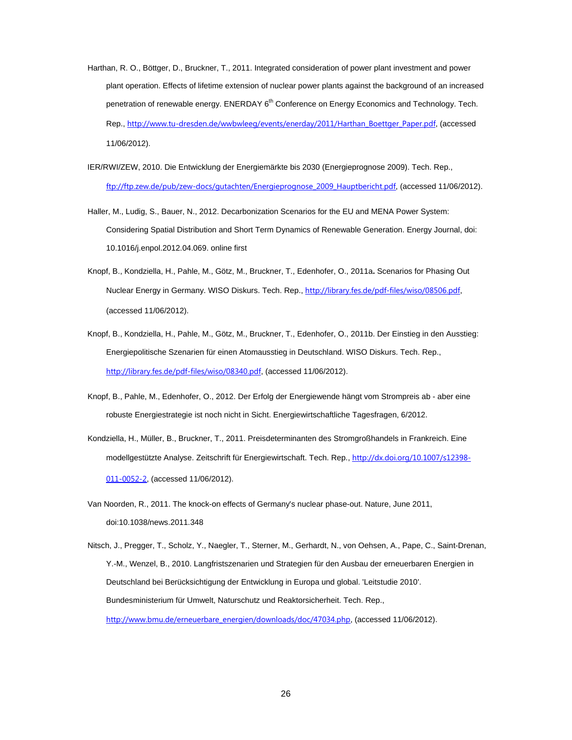Harthan, R. O., Böttger, D., Bruckner, T., 2011. Integrated consideration of power plant investment and power plant operation. Effects of lifetime extension of nuclear power plants against the background of an increased penetration of renewable energy. ENERDAY 6th Conference on Energy Economics and Technology. Tech. Rep., http://www.tu-dresden.de/wwbwleeg/events/enerday/2011/Harthan_Boettger_Paper.pdf, (accessed 11/06/2012).

IER/RWI/ZEW, 2010. Die Entwicklung der Energiemärkte bis 2030 (Energieprognose 2009). Tech. Rep., ftp://ftp.zew.de/pub/zew-docs/gutachten/Energieprognose_2009_Hauptbericht.pdf, (accessed 11/06/2012).

Haller, M., Ludig, S., Bauer, N., 2012. Decarbonization Scenarios for the EU and MENA Power System: Considering Spatial Distribution and Short Term Dynamics of Renewable Generation. Energy Journal, doi: 10.1016/j.enpol.2012.04.069. online first

Knopf, B., Kondziella, H., Pahle, M., Götz, M., Bruckner, T., Edenhofer, O., 2011a**.** Scenarios for Phasing Out Nuclear Energy in Germany. WISO Diskurs. Tech. Rep., http://library.fes.de/pdf-files/wiso/08506.pdf, (accessed 11/06/2012).

Knopf, B., Kondziella, H., Pahle, M., Götz, M., Bruckner, T., Edenhofer, O., 2011b. Der Einstieg in den Ausstieg: Energiepolitische Szenarien für einen Atomausstieg in Deutschland. WISO Diskurs. Tech. Rep., http://library.fes.de/pdf-files/wiso/08340.pdf, (accessed 11/06/2012).

Knopf, B., Pahle, M., Edenhofer, O., 2012. Der Erfolg der Energiewende hängt vom Strompreis ab - aber eine robuste Energiestrategie ist noch nicht in Sicht. Energiewirtschaftliche Tagesfragen, 6/2012.

Kondziella, H., Müller, B., Bruckner, T., 2011. Preisdeterminanten des Stromgroßhandels in Frankreich. Eine modellgestützte Analyse. Zeitschrift für Energiewirtschaft. Tech. Rep., http://dx.doi.org/10.1007/s12398-011-0052-2, (accessed 11/06/2012).

Van Noorden, R., 2011. The knock-on effects of Germany's nuclear phase-out. Nature, June 2011, doi:10.1038/news.2011.348

Nitsch, J., Pregger, T., Scholz, Y., Naegler, T., Sterner, M., Gerhardt, N., von Oehsen, A., Pape, C., Saint-Drenan, Y.-M., Wenzel, B., 2010. Langfristszenarien und Strategien für den Ausbau der erneuerbaren Energien in Deutschland bei Berücksichtigung der Entwicklung in Europa und global. 'Leitstudie 2010'. Bundesministerium für Umwelt, Naturschutz und Reaktorsicherheit. Tech. Rep., http://www.bmu.de/erneuerbare_energien/downloads/doc/47034.php, (accessed 11/06/2012).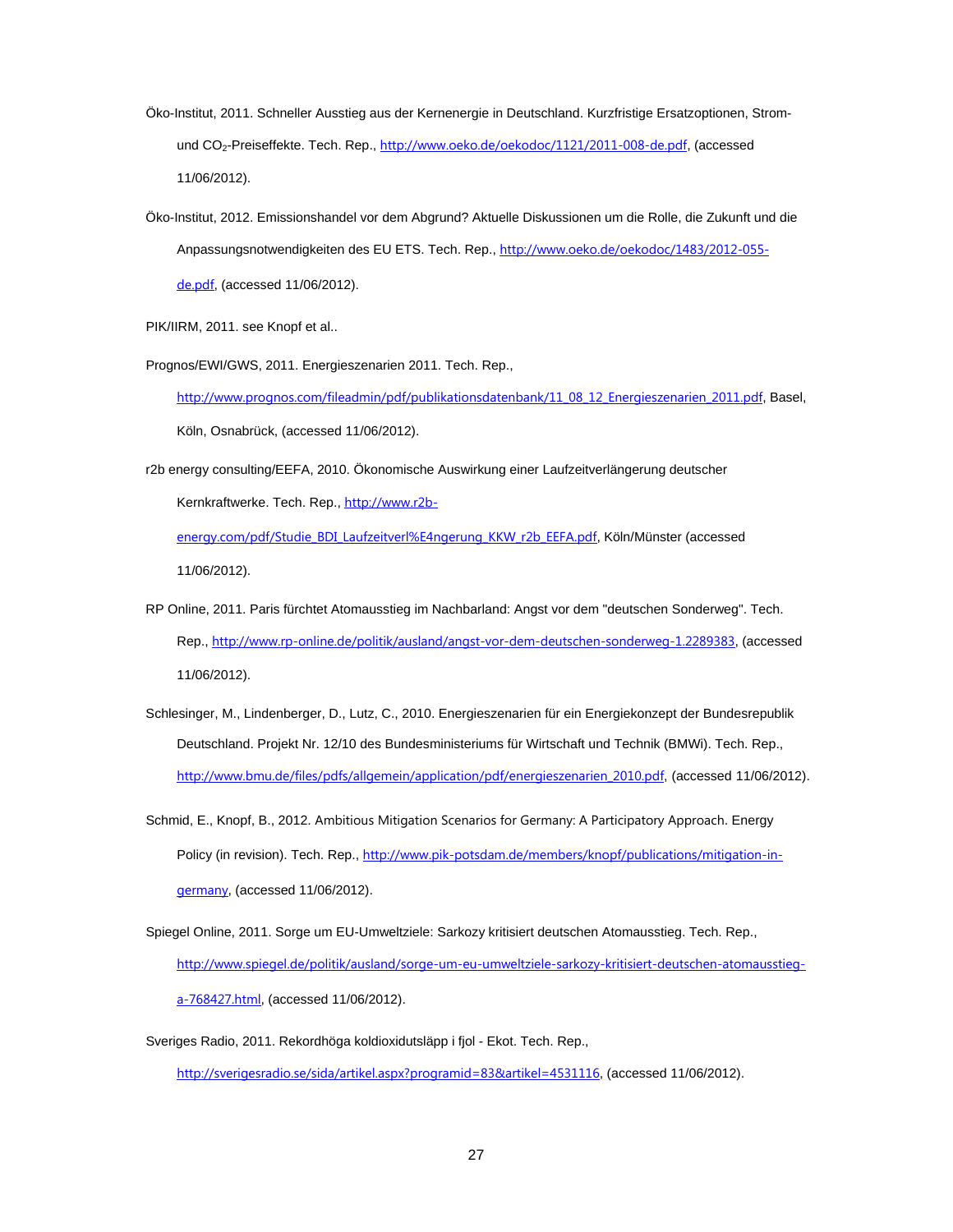Öko-Institut, 2011. Schneller Ausstieg aus der Kernenergie in Deutschland. Kurzfristige Ersatzoptionen, Strom- und $CO_2$-Preiseffekte. Tech. Rep., http://www.oeko.de/oekodoc/1121/2011-008-de.pdf, (accessed 11/06/2012).

Öko-Institut, 2012. Emissionshandel vor dem Abgrund? Aktuelle Diskussionen um die Rolle, die Zukunft und die Anpassungsnotwendigkeiten des EU ETS. Tech. Rep., http://www.oeko.de/oekodoc/1483/2012-055-de.pdf, (accessed 11/06/2012).

PIK/IIRM, 2011. see Knopf et al..

Prognos/EWI/GWS, 2011. Energieszenarien 2011. Tech. Rep., http://www.prognos.com/fileadmin/pdf/publikationsdatenbank/11_08_12_Energieszenarien_2011.pdf, Basel, Köln, Osnabrück, (accessed 11/06/2012).

r2b energy consulting/EEFA, 2010. Ökonomische Auswirkung einer Laufzeitverlängerung deutscher Kernkraftwerke. Tech. Rep., http://www.r2b-energy.com/pdf/Studie_BDI_Laufzeitverl%E4ngerung_KKW_r2b_EEFA.pdf, Köln/Münster (accessed 11/06/2012).

RP Online, 2011. Paris fürchtet Atomausstieg im Nachbarland: Angst vor dem "deutschen Sonderweg". Tech. Rep., http://www.rp-online.de/politik/ausland/angst-vor-dem-deutschen-sonderweg-1.2289383, (accessed 11/06/2012).

Schlesinger, M., Lindenberger, D., Lutz, C., 2010. Energieszenarien für ein Energiekonzept der Bundesrepublik Deutschland. Projekt Nr. 12/10 des Bundesministeriums für Wirtschaft und Technik (BMWi). Tech. Rep., http://www.bmu.de/files/pdfs/allgemein/application/pdf/energieszenarien_2010.pdf, (accessed 11/06/2012).

Schmid, E., Knopf, B., 2012. Ambitious Mitigation Scenarios for Germany: A Participatory Approach. Energy Policy (in revision). Tech. Rep., http://www.pik-potsdam.de/members/knopf/publications/mitigation-in-germany, (accessed 11/06/2012).

Spiegel Online, 2011. Sorge um EU-Umweltziele: Sarkozy kritisiert deutschen Atomausstieg. Tech. Rep., http://www.spiegel.de/politik/ausland/sorge-um-eu-umweltziele-sarkozy-kritisiert-deutschen-atomausstieg-a-768427.html, (accessed 11/06/2012).

Sveriges Radio, 2011. Rekordhöga koldioxidutsläpp i fjol - Ekot. Tech. Rep., http://sverigesradio.se/sida/artikel.aspx?programid=83&artikel=4531116, (accessed 11/06/2012).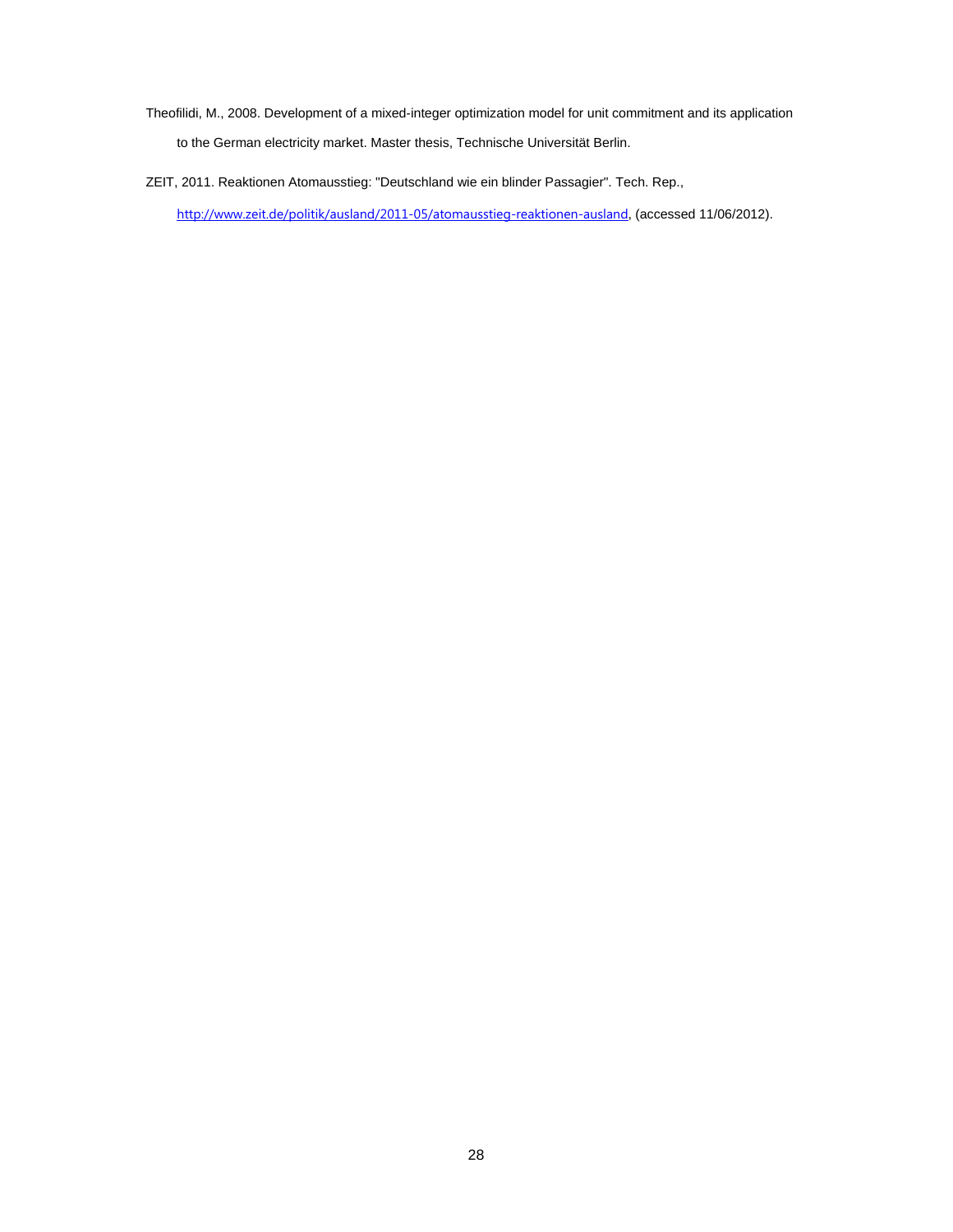Theofilidi, M., 2008. Development of a mixed-integer optimization model for unit commitment and its application to the German electricity market. Master thesis, Technische Universität Berlin.

ZEIT, 2011. Reaktionen Atomausstieg: "Deutschland wie ein blinder Passagier". Tech. Rep., http://www.zeit.de/politik/ausland/2011-05/atomausstieg-reaktionen-ausland, (accessed 11/06/2012).